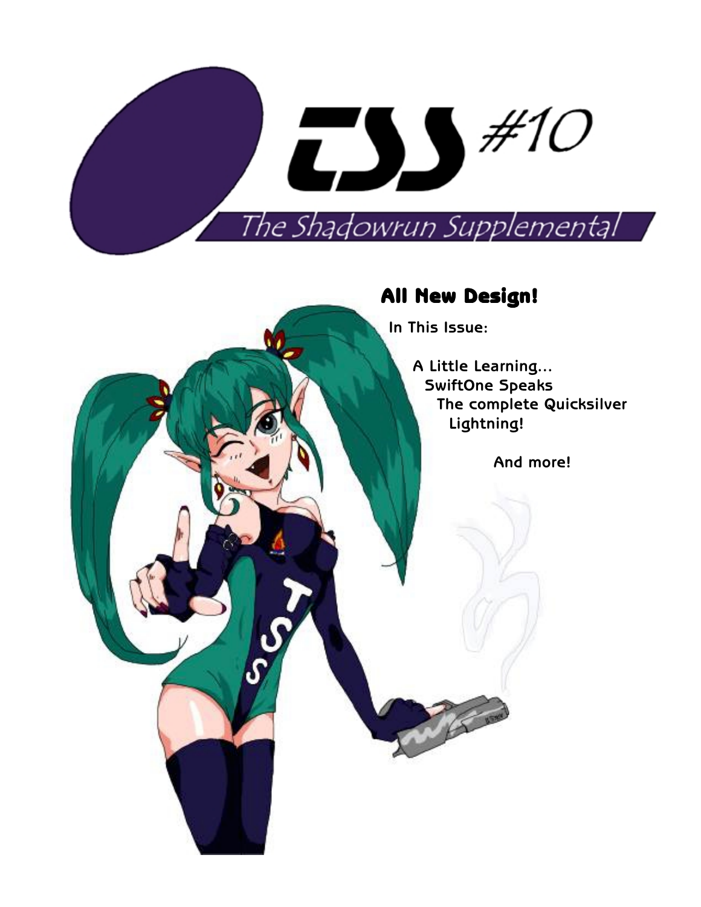# TSS #10

## The Shadowrun Supplemental

**All New Design!**

In This Issue:

A Little Learning...

SwiftOne Speaks

The complete Quicksilver Lightning!

And more!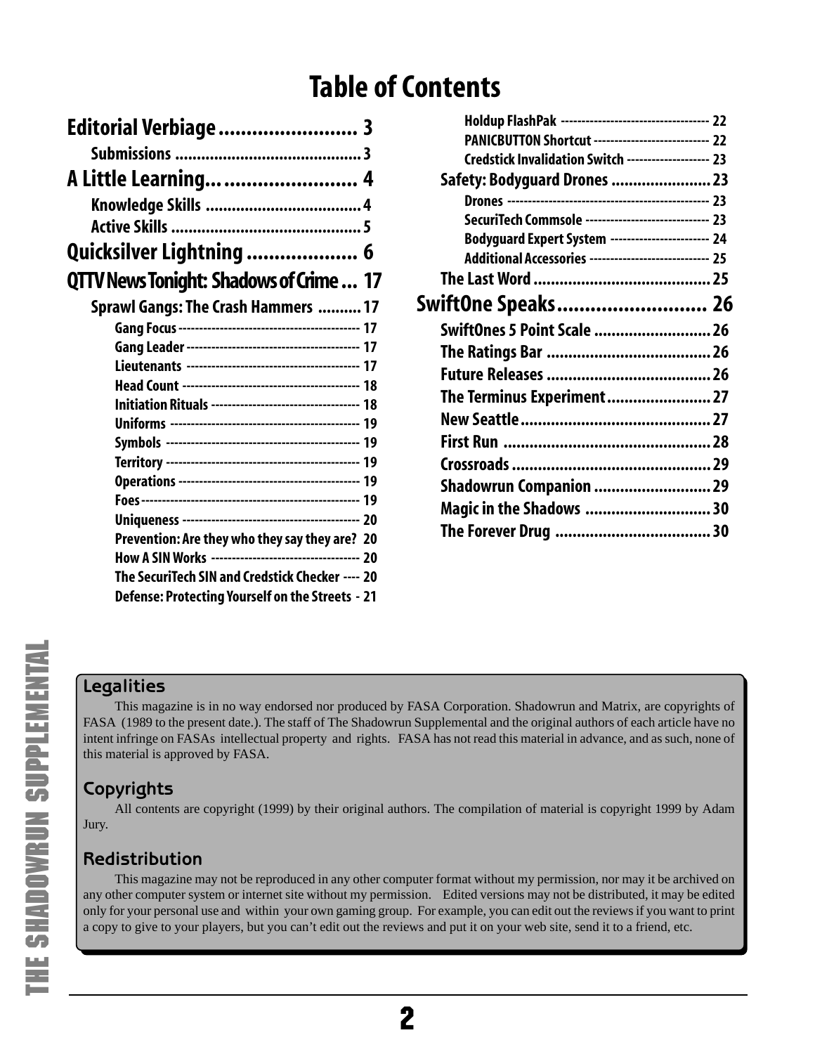# Table of Contents

**Editorial Verbiage** ........................ 3
- **Submissions** ........................................ 3

**A Little Learning...** ........................ 4
- **Knowledge Skills** .................................... 4
- **Active Skills** ........................................... 5

**Quicksilver Lightning** .................... 6

**QTTV News Tonight: Shadows of Crime** ... 17
- **Sprawl Gangs: The Crash Hammers** .......... 17
  - Gang Focus ------------------------------------------- 17
  - Gang Leader ------------------------------------------ 17
  - Lieutenants ------------------------------------------ 17
  - Head Count ------------------------------------------- 18
  - Initiation Rituals ----------------------------------- 18
  - Uniforms --------------------------------------------- 19
  - Symbols ---------------------------------------------- 19
  - Territory -------------------------------------------- 19
  - Operations ------------------------------------------- 19
  - Foes ------------------------------------------------- 19
  - Uniqueness ------------------------------------------- 20
  - Prevention: Are they who they say they are? 20
  - How A SIN Works -------------------------------------- 20
  - The SecuriTech SIN and Credstick Checker ---- 20
  - Defense: Protecting Yourself on the Streets - 21
  - Holdup FlashPak -------------------------------------- 22
  - PANICBUTTON Shortcut --------------------------------- 22
  - Credstick Invalidation Switch ------------------------ 23
- **Safety: Bodyguard Drones** ....................... 23
  - Drones ----------------------------------------------- 23
  - SecuriTech Commsole ---------------------------------- 23
  - Bodyguard Expert System ------------------------------ 24
  - Additional Accessories ------------------------------- 25
- **The Last Word** ......................................... 25

**SwiftOne Speaks** ........................... 26
- **SwiftOnes 5 Point Scale** ........................... 26
- **The Ratings Bar** ...................................... 26
- **Future Releases** ...................................... 26
- **The Terminus Experiment** ........................ 27
- **New Seattle** ............................................ 27
- **First Run** ................................................ 28
- **Crossroads** .............................................. 29
- **Shadowrun Companion** ........................... 29
- **Magic in the Shadows** ............................. 30
- **The Forever Drug** .................................... 30

## Legalities

This magazine is in no way endorsed nor produced by FASA Corporation. Shadowrun and Matrix, are copyrights of FASA (1989 to the present date.). The staff of The Shadowrun Supplemental and the original authors of each article have no intent infringe on FASAs intellectual property and rights. FASA has not read this material in advance, and as such, none of this material is approved by FASA.

## Copyrights

All contents are copyright (1999) by their original authors. The compilation of material is copyright 1999 by Adam Jury.

## Redistribution

This magazine may not be reproduced in any other computer format without my permission, nor may it be archived on any other computer system or internet site without my permission. Edited versions may not be distributed, it may be edited only for your personal use and within your own gaming group. For example, you can edit out the reviews if you want to print a copy to give to your players, but you can't edit out the reviews and put it on your web site, send it to a friend, etc.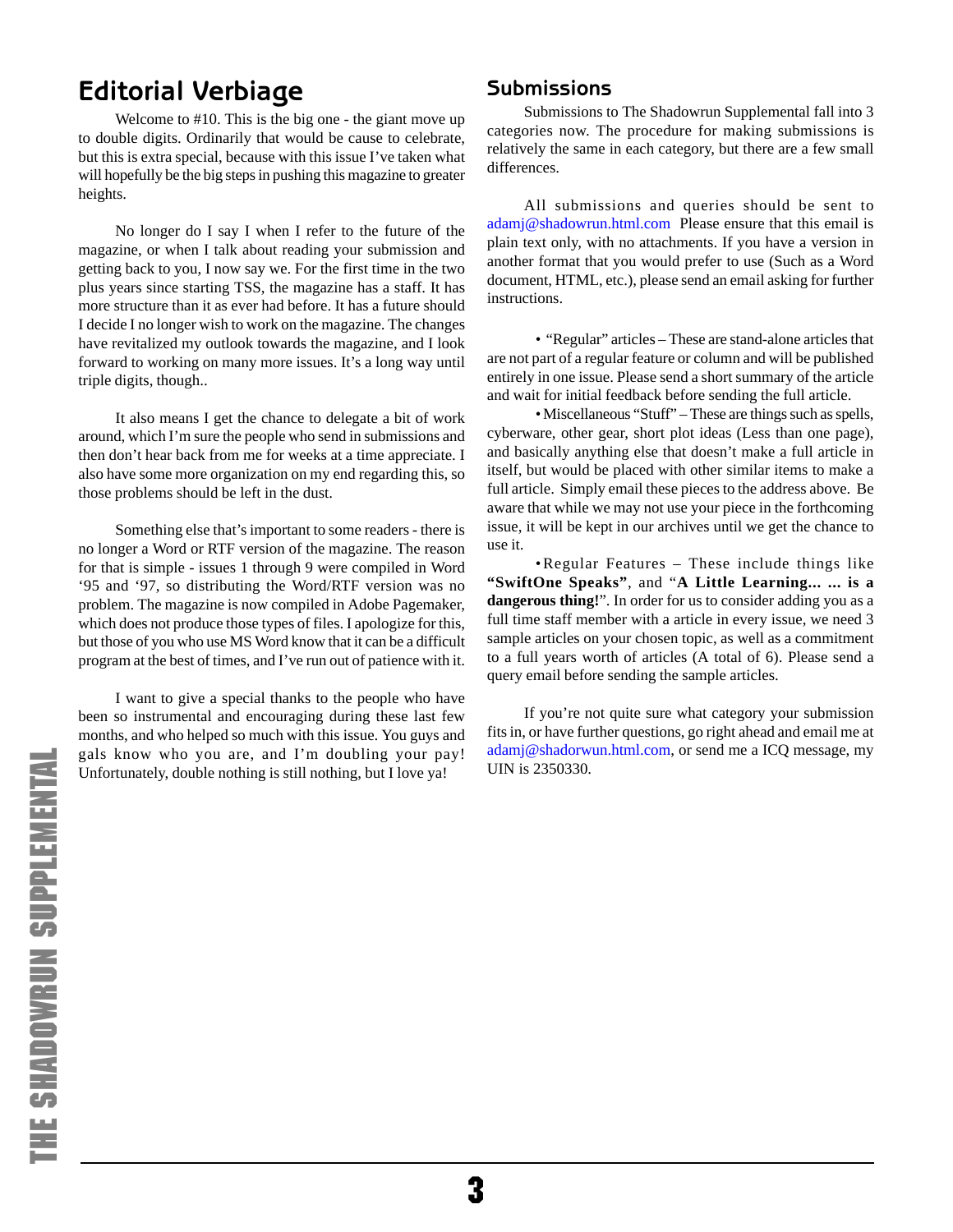## Editorial Verbiage

Welcome to #10. This is the big one - the giant move up to double digits. Ordinarily that would be cause to celebrate, but this is extra special, because with this issue I've taken what will hopefully be the big steps in pushing this magazine to greater heights.

No longer do I say I when I refer to the future of the magazine, or when I talk about reading your submission and getting back to you, I now say we. For the first time in the two plus years since starting TSS, the magazine has a staff. It has more structure than it as ever had before. It has a future should I decide I no longer wish to work on the magazine. The changes have revitalized my outlook towards the magazine, and I look forward to working on many more issues. It's a long way until triple digits, though..

It also means I get the chance to delegate a bit of work around, which I'm sure the people who send in submissions and then don't hear back from me for weeks at a time appreciate. I also have some more organization on my end regarding this, so those problems should be left in the dust.

Something else that's important to some readers - there is no longer a Word or RTF version of the magazine. The reason for that is simple - issues 1 through 9 were compiled in Word '95 and '97, so distributing the Word/RTF version was no problem. The magazine is now compiled in Adobe Pagemaker, which does not produce those types of files. I apologize for this, but those of you who use MS Word know that it can be a difficult program at the best of times, and I've run out of patience with it.

I want to give a special thanks to the people who have been so instrumental and encouraging during these last few months, and who helped so much with this issue. You guys and gals know who you are, and I'm doubling your pay! Unfortunately, double nothing is still nothing, but I love ya!

## Submissions

Submissions to The Shadowrun Supplemental fall into 3 categories now. The procedure for making submissions is relatively the same in each category, but there are a few small differences.

All submissions and queries should be sent to adamj@shadowrun.html.com Please ensure that this email is plain text only, with no attachments. If you have a version in another format that you would prefer to use (Such as a Word document, HTML, etc.), please send an email asking for further instructions.

- "Regular" articles – These are stand-alone articles that are not part of a regular feature or column and will be published entirely in one issue. Please send a short summary of the article and wait for initial feedback before sending the full article.
- Miscellaneous "Stuff" – These are things such as spells, cyberware, other gear, short plot ideas (Less than one page), and basically anything else that doesn't make a full article in itself, but would be placed with other similar items to make a full article. Simply email these pieces to the address above. Be aware that while we may not use your piece in the forthcoming issue, it will be kept in our archives until we get the chance to use it.
- Regular Features – These include things like **"SwiftOne Speaks"**, and "**A Little Learning... ... is a dangerous thing!**". In order for us to consider adding you as a full time staff member with a article in every issue, we need 3 sample articles on your chosen topic, as well as a commitment to a full years worth of articles (A total of 6). Please send a query email before sending the sample articles.

If you're not quite sure what category your submission fits in, or have further questions, go right ahead and email me at adamj@shadorwun.html.com, or send me a ICQ message, my UIN is 2350330.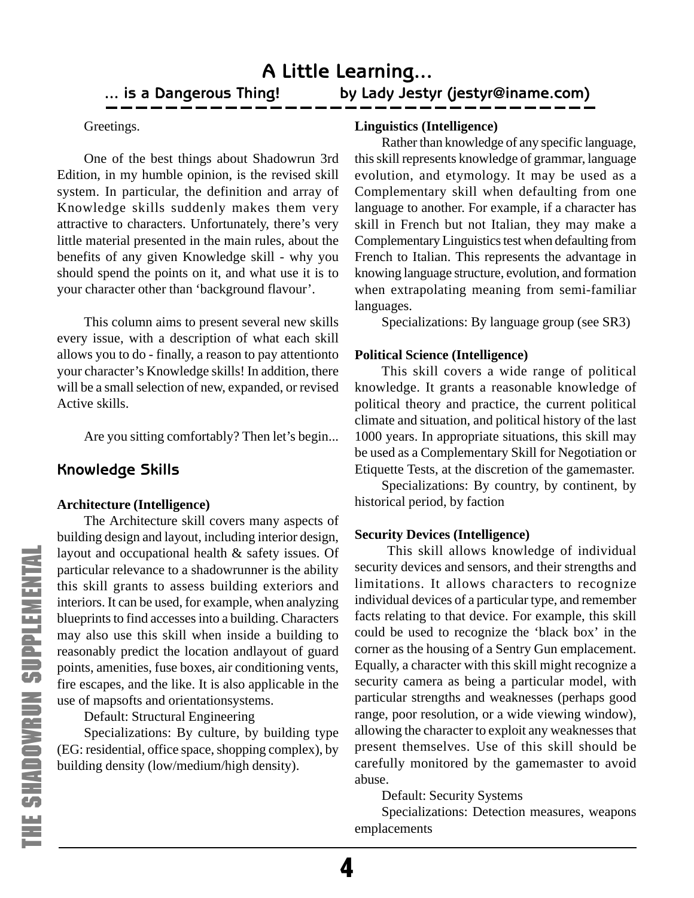# A Little Learning...

## ... is a Dangerous Thing!

by Lady Jestyr (jestyr@iname.com)

Greetings.

One of the best things about Shadowrun 3rd Edition, in my humble opinion, is the revised skill system. In particular, the definition and array of Knowledge skills suddenly makes them very attractive to characters. Unfortunately, there's very little material presented in the main rules, about the benefits of any given Knowledge skill - why you should spend the points on it, and what use it is to your character other than 'background flavour'.

This column aims to present several new skills every issue, with a description of what each skill allows you to do - finally, a reason to pay attentionto your character's Knowledge skills! In addition, there will be a small selection of new, expanded, or revised Active skills.

Are you sitting comfortably? Then let's begin...

### Knowledge Skills

**Architecture (Intelligence)**

The Architecture skill covers many aspects of building design and layout, including interior design, layout and occupational health & safety issues. Of particular relevance to a shadowrunner is the ability this skill grants to assess building exteriors and interiors. It can be used, for example, when analyzing blueprints to find accesses into a building. Characters may also use this skill when inside a building to reasonably predict the location andlayout of guard points, amenities, fuse boxes, air conditioning vents, fire escapes, and the like. It is also applicable in the use of mapsofts and orientationsystems.

Default: Structural Engineering

Specializations: By culture, by building type (EG: residential, office space, shopping complex), by building density (low/medium/high density).

**Linguistics (Intelligence)**

Rather than knowledge of any specific language, this skill represents knowledge of grammar, language evolution, and etymology. It may be used as a Complementary skill when defaulting from one language to another. For example, if a character has skill in French but not Italian, they may make a Complementary Linguistics test when defaulting from French to Italian. This represents the advantage in knowing language structure, evolution, and formation when extrapolating meaning from semi-familiar languages.

Specializations: By language group (see SR3)

**Political Science (Intelligence)**

This skill covers a wide range of political knowledge. It grants a reasonable knowledge of political theory and practice, the current political climate and situation, and political history of the last 1000 years. In appropriate situations, this skill may be used as a Complementary Skill for Negotiation or Etiquette Tests, at the discretion of the gamemaster.

Specializations: By country, by continent, by historical period, by faction

**Security Devices (Intelligence)**

This skill allows knowledge of individual security devices and sensors, and their strengths and limitations. It allows characters to recognize individual devices of a particular type, and remember facts relating to that device. For example, this skill could be used to recognize the 'black box' in the corner as the housing of a Sentry Gun emplacement. Equally, a character with this skill might recognize a security camera as being a particular model, with particular strengths and weaknesses (perhaps good range, poor resolution, or a wide viewing window), allowing the character to exploit any weaknesses that present themselves. Use of this skill should be carefully monitored by the gamemaster to avoid abuse.

Default: Security Systems

Specializations: Detection measures, weapons emplacements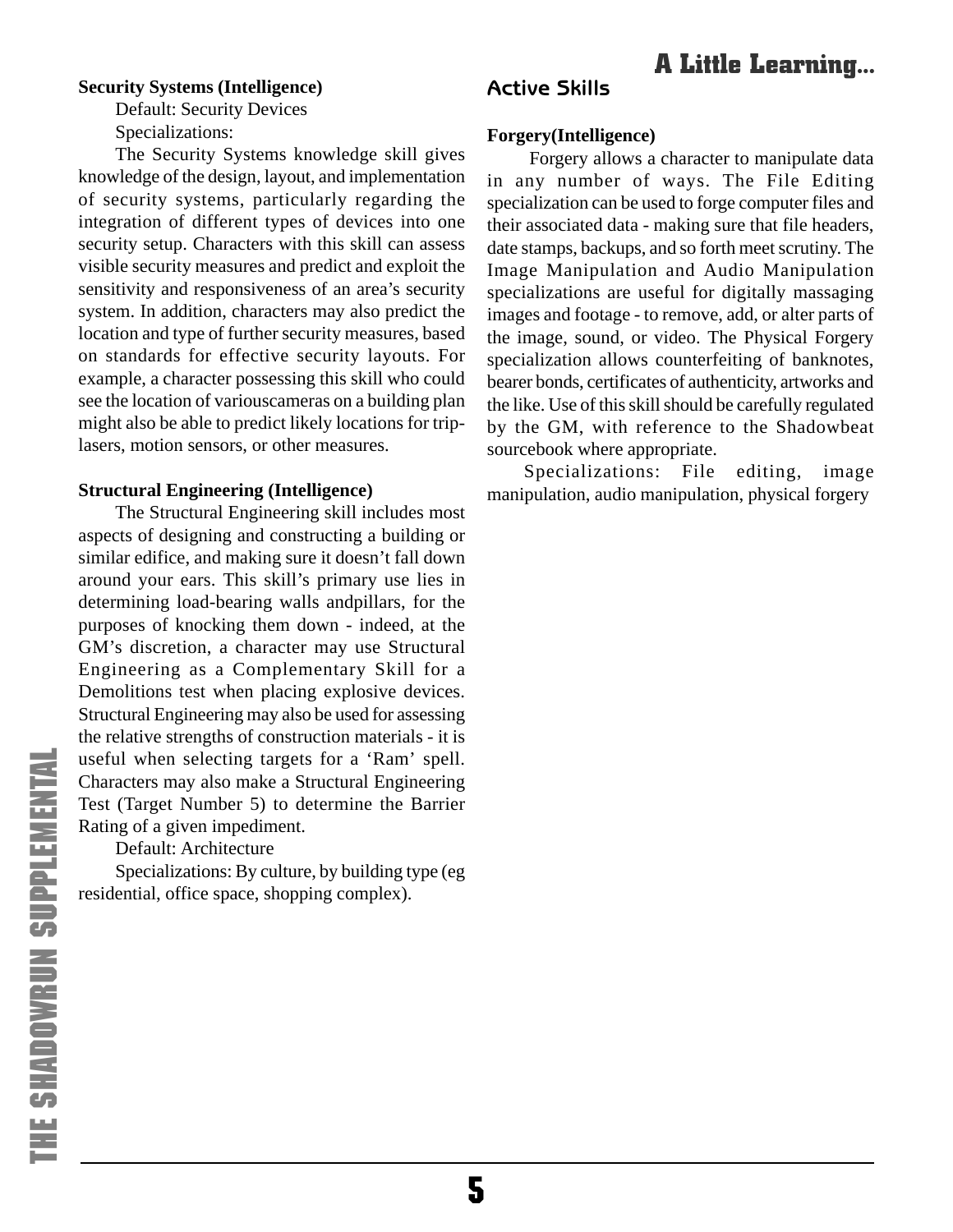**Security Systems (Intelligence)**

Default: Security Devices

Specializations:

The Security Systems knowledge skill gives knowledge of the design, layout, and implementation of security systems, particularly regarding the integration of different types of devices into one security setup. Characters with this skill can assess visible security measures and predict and exploit the sensitivity and responsiveness of an area's security system. In addition, characters may also predict the location and type of further security measures, based on standards for effective security layouts. For example, a character possessing this skill who could see the location of variouscameras on a building plan might also be able to predict likely locations for trip-lasers, motion sensors, or other measures.

**Structural Engineering (Intelligence)**

The Structural Engineering skill includes most aspects of designing and constructing a building or similar edifice, and making sure it doesn't fall down around your ears. This skill's primary use lies in determining load-bearing walls andpillars, for the purposes of knocking them down - indeed, at the GM's discretion, a character may use Structural Engineering as a Complementary Skill for a Demolitions test when placing explosive devices. Structural Engineering may also be used for assessing the relative strengths of construction materials - it is useful when selecting targets for a 'Ram' spell. Characters may also make a Structural Engineering Test (Target Number 5) to determine the Barrier Rating of a given impediment.

Default: Architecture

Specializations: By culture, by building type (eg residential, office space, shopping complex).

## Active Skills

**Forgery(Intelligence)**

Forgery allows a character to manipulate data in any number of ways. The File Editing specialization can be used to forge computer files and their associated data - making sure that file headers, date stamps, backups, and so forth meet scrutiny. The Image Manipulation and Audio Manipulation specializations are useful for digitally massaging images and footage - to remove, add, or alter parts of the image, sound, or video. The Physical Forgery specialization allows counterfeiting of banknotes, bearer bonds, certificates of authenticity, artworks and the like. Use of this skill should be carefully regulated by the GM, with reference to the Shadowbeat sourcebook where appropriate.

Specializations: File editing, image manipulation, audio manipulation, physical forgery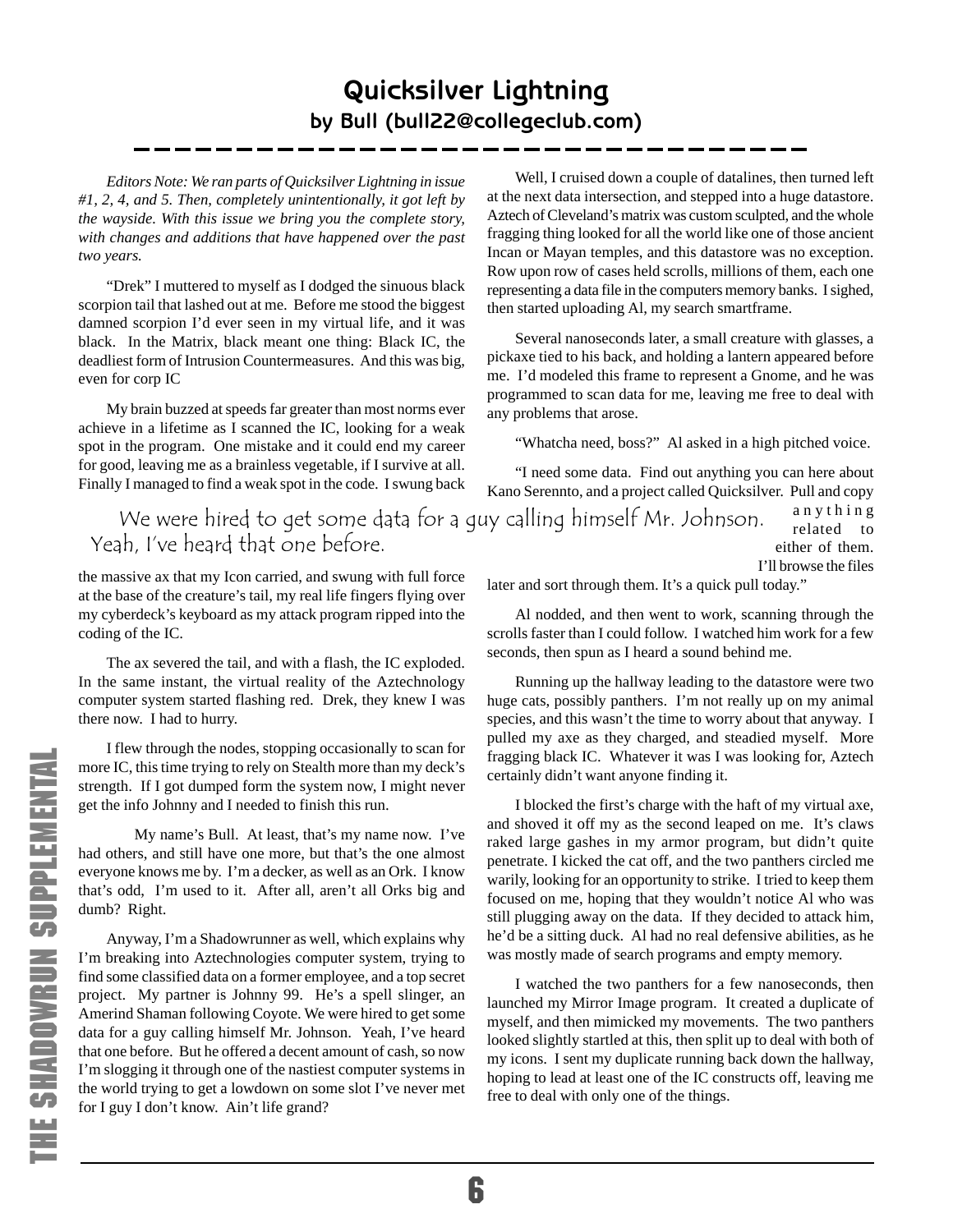## Quicksilver Lightning

### by Bull (bull22@collegeclub.com)

*Editors Note: We ran parts of Quicksilver Lightning in issue #1, 2, 4, and 5. Then, completely unintentionally, it got left by the wayside. With this issue we bring you the complete story, with changes and additions that have happened over the past two years.*

"Drek" I muttered to myself as I dodged the sinuous black scorpion tail that lashed out at me. Before me stood the biggest damned scorpion I'd ever seen in my virtual life, and it was black. In the Matrix, black meant one thing: Black IC, the deadliest form of Intrusion Countermeasures. And this was big, even for corp IC

My brain buzzed at speeds far greater than most norms ever achieve in a lifetime as I scanned the IC, looking for a weak spot in the program. One mistake and it could end my career for good, leaving me as a brainless vegetable, if I survive at all. Finally I managed to find a weak spot in the code. I swung back the massive ax that my Icon carried, and swung with full force at the base of the creature's tail, my real life fingers flying over my cyberdeck's keyboard as my attack program ripped into the coding of the IC.

The ax severed the tail, and with a flash, the IC exploded. In the same instant, the virtual reality of the Aztechnology computer system started flashing red. Drek, they knew I was there now. I had to hurry.

I flew through the nodes, stopping occasionally to scan for more IC, this time trying to rely on Stealth more than my deck's strength. If I got dumped form the system now, I might never get the info Johnny and I needed to finish this run.

My name's Bull. At least, that's my name now. I've had others, and still have one more, but that's the one almost everyone knows me by. I'm a decker, as well as an Ork. I know that's odd, I'm used to it. After all, aren't all Orks big and dumb? Right.

Anyway, I'm a Shadowrunner as well, which explains why I'm breaking into Aztechnologies computer system, trying to find some classified data on a former employee, and a top secret project. My partner is Johnny 99. He's a spell slinger, an Amerind Shaman following Coyote. We were hired to get some data for a guy calling himself Mr. Johnson. Yeah, I've heard that one before. But he offered a decent amount of cash, so now I'm slogging it through one of the nastiest computer systems in the world trying to get a lowdown on some slot I've never met for I guy I don't know. Ain't life grand?

> We were hired to get some data for a guy calling himself Mr. Johnson. Yeah, I've heard that one before.

Well, I cruised down a couple of datalines, then turned left at the next data intersection, and stepped into a huge datastore. Aztech of Cleveland's matrix was custom sculpted, and the whole fragging thing looked for all the world like one of those ancient Incan or Mayan temples, and this datastore was no exception. Row upon row of cases held scrolls, millions of them, each one representing a data file in the computers memory banks. I sighed, then started uploading Al, my search smartframe.

Several nanoseconds later, a small creature with glasses, a pickaxe tied to his back, and holding a lantern appeared before me. I'd modeled this frame to represent a Gnome, and he was programmed to scan data for me, leaving me free to deal with any problems that arose.

"Whatcha need, boss?" Al asked in a high pitched voice.

"I need some data. Find out anything you can here about Kano Serennto, and a project called Quicksilver. Pull and copy anything related to either of them. I'll browse the files later and sort through them. It's a quick pull today."

Al nodded, and then went to work, scanning through the scrolls faster than I could follow. I watched him work for a few seconds, then spun as I heard a sound behind me.

Running up the hallway leading to the datastore were two huge cats, possibly panthers. I'm not really up on my animal species, and this wasn't the time to worry about that anyway. I pulled my axe as they charged, and steadied myself. More fragging black IC. Whatever it was I was looking for, Aztech certainly didn't want anyone finding it.

I blocked the first's charge with the haft of my virtual axe, and shoved it off my as the second leaped on me. It's claws raked large gashes in my armor program, but didn't quite penetrate. I kicked the cat off, and the two panthers circled me warily, looking for an opportunity to strike. I tried to keep them focused on me, hoping that they wouldn't notice Al who was still plugging away on the data. If they decided to attack him, he'd be a sitting duck. Al had no real defensive abilities, as he was mostly made of search programs and empty memory.

I watched the two panthers for a few nanoseconds, then launched my Mirror Image program. It created a duplicate of myself, and then mimicked my movements. The two panthers looked slightly startled at this, then split up to deal with both of my icons. I sent my duplicate running back down the hallway, hoping to lead at least one of the IC constructs off, leaving me free to deal with only one of the things.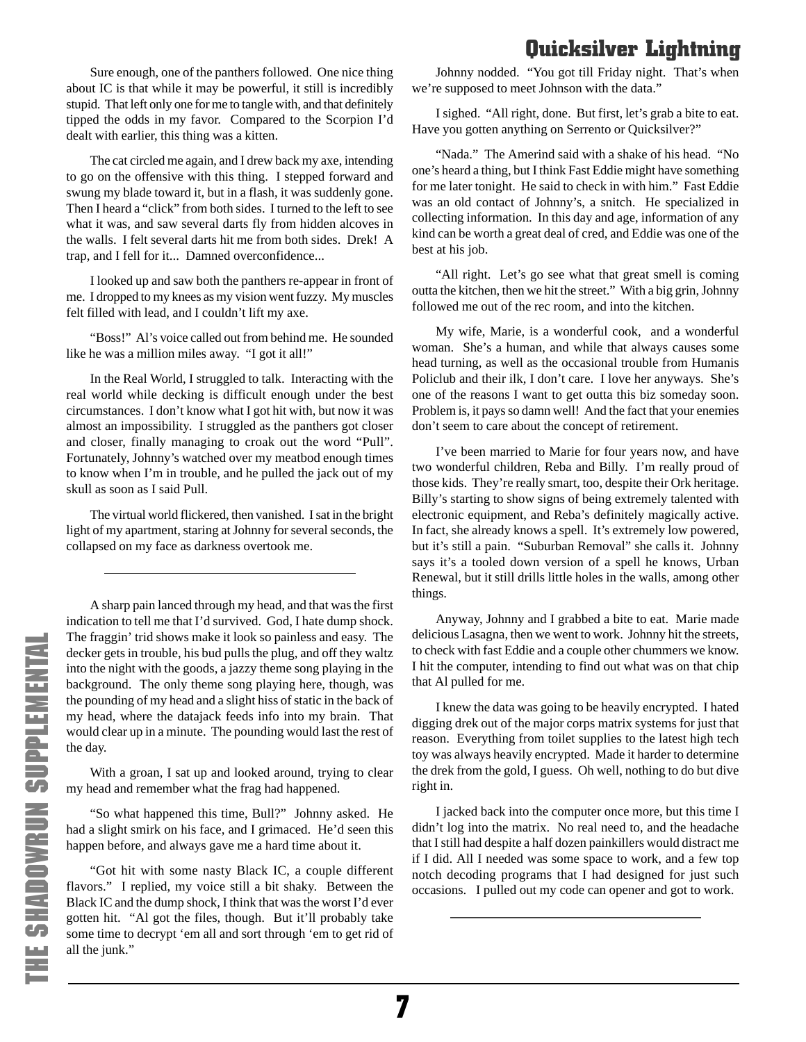Sure enough, one of the panthers followed. One nice thing about IC is that while it may be powerful, it still is incredibly stupid. That left only one for me to tangle with, and that definitely tipped the odds in my favor. Compared to the Scorpion I'd dealt with earlier, this thing was a kitten.

The cat circled me again, and I drew back my axe, intending to go on the offensive with this thing. I stepped forward and swung my blade toward it, but in a flash, it was suddenly gone. Then I heard a "click" from both sides. I turned to the left to see what it was, and saw several darts fly from hidden alcoves in the walls. I felt several darts hit me from both sides. Drek! A trap, and I fell for it... Damned overconfidence...

I looked up and saw both the panthers re-appear in front of me. I dropped to my knees as my vision went fuzzy. My muscles felt filled with lead, and I couldn't lift my axe.

"Boss!" Al's voice called out from behind me. He sounded like he was a million miles away. "I got it all!"

In the Real World, I struggled to talk. Interacting with the real world while decking is difficult enough under the best circumstances. I don't know what I got hit with, but now it was almost an impossibility. I struggled as the panthers got closer and closer, finally managing to croak out the word "Pull". Fortunately, Johnny's watched over my meatbod enough times to know when I'm in trouble, and he pulled the jack out of my skull as soon as I said Pull.

The virtual world flickered, then vanished. I sat in the bright light of my apartment, staring at Johnny for several seconds, the collapsed on my face as darkness overtook me.

---

A sharp pain lanced through my head, and that was the first indication to tell me that I'd survived. God, I hate dump shock. The fraggin' trid shows make it look so painless and easy. The decker gets in trouble, his bud pulls the plug, and off they waltz into the night with the goods, a jazzy theme song playing in the background. The only theme song playing here, though, was the pounding of my head and a slight hiss of static in the back of my head, where the datajack feeds info into my brain. That would clear up in a minute. The pounding would last the rest of the day.

With a groan, I sat up and looked around, trying to clear my head and remember what the frag had happened.

"So what happened this time, Bull?" Johnny asked. He had a slight smirk on his face, and I grimaced. He'd seen this happen before, and always gave me a hard time about it.

"Got hit with some nasty Black IC, a couple different flavors." I replied, my voice still a bit shaky. Between the Black IC and the dump shock, I think that was the worst I'd ever gotten hit. "Al got the files, though. But it'll probably take some time to decrypt 'em all and sort through 'em to get rid of all the junk."

Johnny nodded. "You got till Friday night. That's when we're supposed to meet Johnson with the data."

I sighed. "All right, done. But first, let's grab a bite to eat. Have you gotten anything on Serrento or Quicksilver?"

"Nada." The Amerind said with a shake of his head. "No one's heard a thing, but I think Fast Eddie might have something for me later tonight. He said to check in with him." Fast Eddie was an old contact of Johnny's, a snitch. He specialized in collecting information. In this day and age, information of any kind can be worth a great deal of cred, and Eddie was one of the best at his job.

"All right. Let's go see what that great smell is coming outta the kitchen, then we hit the street." With a big grin, Johnny followed me out of the rec room, and into the kitchen.

My wife, Marie, is a wonderful cook, and a wonderful woman. She's a human, and while that always causes some head turning, as well as the occasional trouble from Humanis Policlub and their ilk, I don't care. I love her anyways. She's one of the reasons I want to get outta this biz someday soon. Problem is, it pays so damn well! And the fact that your enemies don't seem to care about the concept of retirement.

I've been married to Marie for four years now, and have two wonderful children, Reba and Billy. I'm really proud of those kids. They're really smart, too, despite their Ork heritage. Billy's starting to show signs of being extremely talented with electronic equipment, and Reba's definitely magically active. In fact, she already knows a spell. It's extremely low powered, but it's still a pain. "Suburban Removal" she calls it. Johnny says it's a tooled down version of a spell he knows, Urban Renewal, but it still drills little holes in the walls, among other things.

Anyway, Johnny and I grabbed a bite to eat. Marie made delicious Lasagna, then we went to work. Johnny hit the streets, to check with fast Eddie and a couple other chummers we know. I hit the computer, intending to find out what was on that chip that Al pulled for me.

I knew the data was going to be heavily encrypted. I hated digging drek out of the major corps matrix systems for just that reason. Everything from toilet supplies to the latest high tech toy was always heavily encrypted. Made it harder to determine the drek from the gold, I guess. Oh well, nothing to do but dive right in.

I jacked back into the computer once more, but this time I didn't log into the matrix. No real need to, and the headache that I still had despite a half dozen painkillers would distract me if I did. All I needed was some space to work, and a few top notch decoding programs that I had designed for just such occasions. I pulled out my code can opener and got to work.

---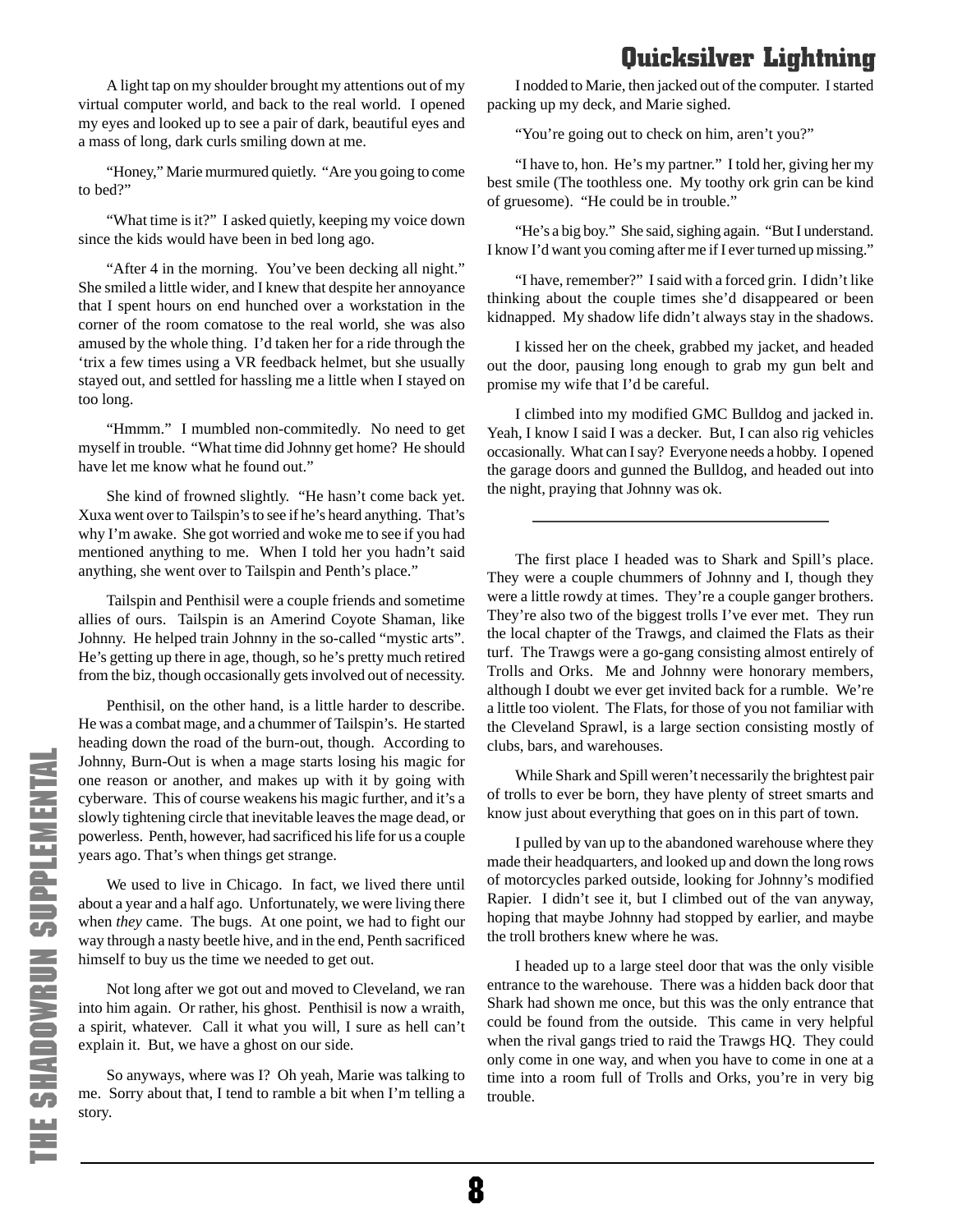A light tap on my shoulder brought my attentions out of my virtual computer world, and back to the real world. I opened my eyes and looked up to see a pair of dark, beautiful eyes and a mass of long, dark curls smiling down at me.

"Honey," Marie murmured quietly. "Are you going to come to bed?"

"What time is it?" I asked quietly, keeping my voice down since the kids would have been in bed long ago.

"After 4 in the morning. You've been decking all night." She smiled a little wider, and I knew that despite her annoyance that I spent hours on end hunched over a workstation in the corner of the room comatose to the real world, she was also amused by the whole thing. I'd taken her for a ride through the 'trix a few times using a VR feedback helmet, but she usually stayed out, and settled for hassling me a little when I stayed on too long.

"Hmmm." I mumbled non-commitedly. No need to get myself in trouble. "What time did Johnny get home? He should have let me know what he found out."

She kind of frowned slightly. "He hasn't come back yet. Xuxa went over to Tailspin's to see if he's heard anything. That's why I'm awake. She got worried and woke me to see if you had mentioned anything to me. When I told her you hadn't said anything, she went over to Tailspin and Penth's place."

Tailspin and Penthisil were a couple friends and sometime allies of ours. Tailspin is an Amerind Coyote Shaman, like Johnny. He helped train Johnny in the so-called "mystic arts". He's getting up there in age, though, so he's pretty much retired from the biz, though occasionally gets involved out of necessity.

Penthisil, on the other hand, is a little harder to describe. He was a combat mage, and a chummer of Tailspin's. He started heading down the road of the burn-out, though. According to Johnny, Burn-Out is when a mage starts losing his magic for one reason or another, and makes up with it by going with cyberware. This of course weakens his magic further, and it's a slowly tightening circle that inevitable leaves the mage dead, or powerless. Penth, however, had sacrificed his life for us a couple years ago. That's when things get strange.

We used to live in Chicago. In fact, we lived there until about a year and a half ago. Unfortunately, we were living there when *they* came. The bugs. At one point, we had to fight our way through a nasty beetle hive, and in the end, Penth sacrificed himself to buy us the time we needed to get out.

Not long after we got out and moved to Cleveland, we ran into him again. Or rather, his ghost. Penthisil is now a wraith, a spirit, whatever. Call it what you will, I sure as hell can't explain it. But, we have a ghost on our side.

So anyways, where was I? Oh yeah, Marie was talking to me. Sorry about that, I tend to ramble a bit when I'm telling a story.

I nodded to Marie, then jacked out of the computer. I started packing up my deck, and Marie sighed.

"You're going out to check on him, aren't you?"

"I have to, hon. He's my partner." I told her, giving her my best smile (The toothless one. My toothy ork grin can be kind of gruesome). "He could be in trouble."

"He's a big boy." She said, sighing again. "But I understand. I know I'd want you coming after me if I ever turned up missing."

"I have, remember?" I said with a forced grin. I didn't like thinking about the couple times she'd disappeared or been kidnapped. My shadow life didn't always stay in the shadows.

I kissed her on the cheek, grabbed my jacket, and headed out the door, pausing long enough to grab my gun belt and promise my wife that I'd be careful.

I climbed into my modified GMC Bulldog and jacked in. Yeah, I know I said I was a decker. But, I can also rig vehicles occasionally. What can I say? Everyone needs a hobby. I opened the garage doors and gunned the Bulldog, and headed out into the night, praying that Johnny was ok.

---

The first place I headed was to Shark and Spill's place. They were a couple chummers of Johnny and I, though they were a little rowdy at times. They're a couple ganger brothers. They're also two of the biggest trolls I've ever met. They run the local chapter of the Trawgs, and claimed the Flats as their turf. The Trawgs were a go-gang consisting almost entirely of Trolls and Orks. Me and Johnny were honorary members, although I doubt we ever get invited back for a rumble. We're a little too violent. The Flats, for those of you not familiar with the Cleveland Sprawl, is a large section consisting mostly of clubs, bars, and warehouses.

While Shark and Spill weren't necessarily the brightest pair of trolls to ever be born, they have plenty of street smarts and know just about everything that goes on in this part of town.

I pulled by van up to the abandoned warehouse where they made their headquarters, and looked up and down the long rows of motorcycles parked outside, looking for Johnny's modified Rapier. I didn't see it, but I climbed out of the van anyway, hoping that maybe Johnny had stopped by earlier, and maybe the troll brothers knew where he was.

I headed up to a large steel door that was the only visible entrance to the warehouse. There was a hidden back door that Shark had shown me once, but this was the only entrance that could be found from the outside. This came in very helpful when the rival gangs tried to raid the Trawgs HQ. They could only come in one way, and when you have to come in one at a time into a room full of Trolls and Orks, you're in very big trouble.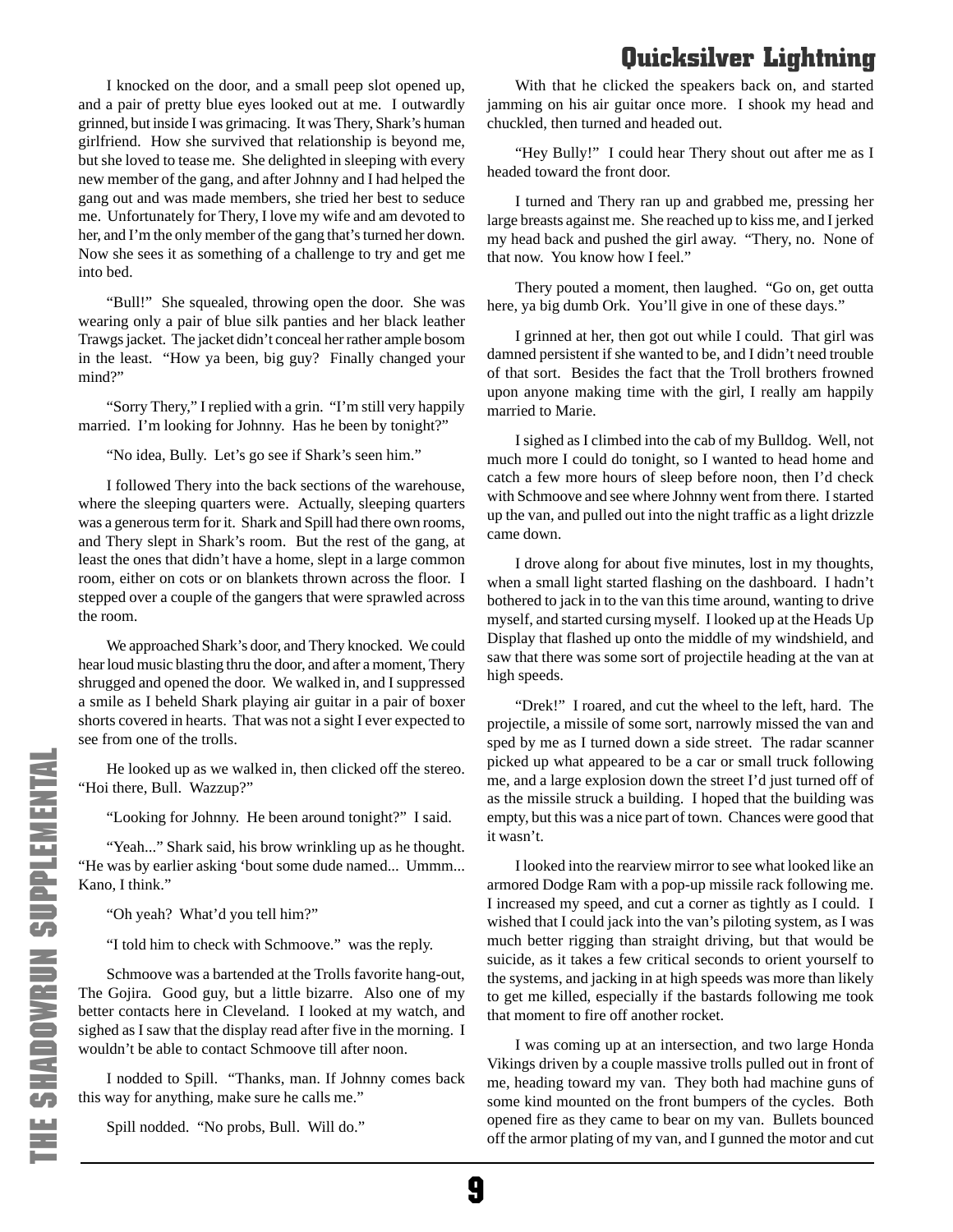I knocked on the door, and a small peep slot opened up, and a pair of pretty blue eyes looked out at me. I outwardly grinned, but inside I was grimacing. It was Thery, Shark's human girlfriend. How she survived that relationship is beyond me, but she loved to tease me. She delighted in sleeping with every new member of the gang, and after Johnny and I had helped the gang out and was made members, she tried her best to seduce me. Unfortunately for Thery, I love my wife and am devoted to her, and I'm the only member of the gang that's turned her down. Now she sees it as something of a challenge to try and get me into bed.

"Bull!" She squealed, throwing open the door. She was wearing only a pair of blue silk panties and her black leather Trawgs jacket. The jacket didn't conceal her rather ample bosom in the least. "How ya been, big guy? Finally changed your mind?"

"Sorry Thery," I replied with a grin. "I'm still very happily married. I'm looking for Johnny. Has he been by tonight?"

"No idea, Bully. Let's go see if Shark's seen him."

I followed Thery into the back sections of the warehouse, where the sleeping quarters were. Actually, sleeping quarters was a generous term for it. Shark and Spill had there own rooms, and Thery slept in Shark's room. But the rest of the gang, at least the ones that didn't have a home, slept in a large common room, either on cots or on blankets thrown across the floor. I stepped over a couple of the gangers that were sprawled across the room.

We approached Shark's door, and Thery knocked. We could hear loud music blasting thru the door, and after a moment, Thery shrugged and opened the door. We walked in, and I suppressed a smile as I beheld Shark playing air guitar in a pair of boxer shorts covered in hearts. That was not a sight I ever expected to see from one of the trolls.

He looked up as we walked in, then clicked off the stereo. "Hoi there, Bull. Wazzup?"

"Looking for Johnny. He been around tonight?" I said.

"Yeah..." Shark said, his brow wrinkling up as he thought. "He was by earlier asking 'bout some dude named... Ummm... Kano, I think."

"Oh yeah? What'd you tell him?"

"I told him to check with Schmoove." was the reply.

Schmoove was a bartended at the Trolls favorite hang-out, The Gojira. Good guy, but a little bizarre. Also one of my better contacts here in Cleveland. I looked at my watch, and sighed as I saw that the display read after five in the morning. I wouldn't be able to contact Schmoove till after noon.

I nodded to Spill. "Thanks, man. If Johnny comes back this way for anything, make sure he calls me."

Spill nodded. "No probs, Bull. Will do."

With that he clicked the speakers back on, and started jamming on his air guitar once more. I shook my head and chuckled, then turned and headed out.

"Hey Bully!" I could hear Thery shout out after me as I headed toward the front door.

I turned and Thery ran up and grabbed me, pressing her large breasts against me. She reached up to kiss me, and I jerked my head back and pushed the girl away. "Thery, no. None of that now. You know how I feel."

Thery pouted a moment, then laughed. "Go on, get outta here, ya big dumb Ork. You'll give in one of these days."

I grinned at her, then got out while I could. That girl was damned persistent if she wanted to be, and I didn't need trouble of that sort. Besides the fact that the Troll brothers frowned upon anyone making time with the girl, I really am happily married to Marie.

I sighed as I climbed into the cab of my Bulldog. Well, not much more I could do tonight, so I wanted to head home and catch a few more hours of sleep before noon, then I'd check with Schmoove and see where Johnny went from there. I started up the van, and pulled out into the night traffic as a light drizzle came down.

I drove along for about five minutes, lost in my thoughts, when a small light started flashing on the dashboard. I hadn't bothered to jack in to the van this time around, wanting to drive myself, and started cursing myself. I looked up at the Heads Up Display that flashed up onto the middle of my windshield, and saw that there was some sort of projectile heading at the van at high speeds.

"Drek!" I roared, and cut the wheel to the left, hard. The projectile, a missile of some sort, narrowly missed the van and sped by me as I turned down a side street. The radar scanner picked up what appeared to be a car or small truck following me, and a large explosion down the street I'd just turned off of as the missile struck a building. I hoped that the building was empty, but this was a nice part of town. Chances were good that it wasn't.

I looked into the rearview mirror to see what looked like an armored Dodge Ram with a pop-up missile rack following me. I increased my speed, and cut a corner as tightly as I could. I wished that I could jack into the van's piloting system, as I was much better rigging than straight driving, but that would be suicide, as it takes a few critical seconds to orient yourself to the systems, and jacking in at high speeds was more than likely to get me killed, especially if the bastards following me took that moment to fire off another rocket.

I was coming up at an intersection, and two large Honda Vikings driven by a couple massive trolls pulled out in front of me, heading toward my van. They both had machine guns of some kind mounted on the front bumpers of the cycles. Both opened fire as they came to bear on my van. Bullets bounced off the armor plating of my van, and I gunned the motor and cut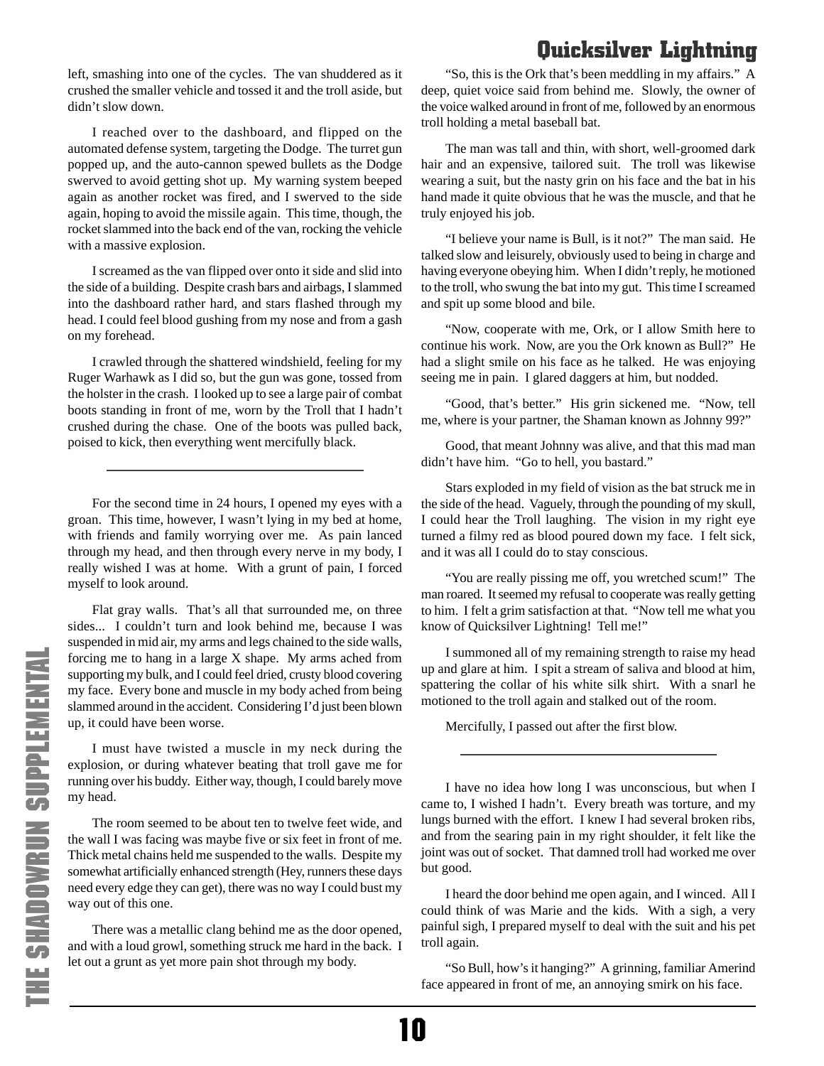left, smashing into one of the cycles. The van shuddered as it crushed the smaller vehicle and tossed it and the troll aside, but didn't slow down.

I reached over to the dashboard, and flipped on the automated defense system, targeting the Dodge. The turret gun popped up, and the auto-cannon spewed bullets as the Dodge swerved to avoid getting shot up. My warning system beeped again as another rocket was fired, and I swerved to the side again, hoping to avoid the missile again. This time, though, the rocket slammed into the back end of the van, rocking the vehicle with a massive explosion.

I screamed as the van flipped over onto it side and slid into the side of a building. Despite crash bars and airbags, I slammed into the dashboard rather hard, and stars flashed through my head. I could feel blood gushing from my nose and from a gash on my forehead.

I crawled through the shattered windshield, feeling for my Ruger Warhawk as I did so, but the gun was gone, tossed from the holster in the crash. I looked up to see a large pair of combat boots standing in front of me, worn by the Troll that I hadn't crushed during the chase. One of the boots was pulled back, poised to kick, then everything went mercifully black.

---

For the second time in 24 hours, I opened my eyes with a groan. This time, however, I wasn't lying in my bed at home, with friends and family worrying over me. As pain lanced through my head, and then through every nerve in my body, I really wished I was at home. With a grunt of pain, I forced myself to look around.

Flat gray walls. That's all that surrounded me, on three sides... I couldn't turn and look behind me, because I was suspended in mid air, my arms and legs chained to the side walls, forcing me to hang in a large X shape. My arms ached from supporting my bulk, and I could feel dried, crusty blood covering my face. Every bone and muscle in my body ached from being slammed around in the accident. Considering I'd just been blown up, it could have been worse.

I must have twisted a muscle in my neck during the explosion, or during whatever beating that troll gave me for running over his buddy. Either way, though, I could barely move my head.

The room seemed to be about ten to twelve feet wide, and the wall I was facing was maybe five or six feet in front of me. Thick metal chains held me suspended to the walls. Despite my somewhat artificially enhanced strength (Hey, runners these days need every edge they can get), there was no way I could bust my way out of this one.

There was a metallic clang behind me as the door opened, and with a loud growl, something struck me hard in the back. I let out a grunt as yet more pain shot through my body.

"So, this is the Ork that's been meddling in my affairs." A deep, quiet voice said from behind me. Slowly, the owner of the voice walked around in front of me, followed by an enormous troll holding a metal baseball bat.

The man was tall and thin, with short, well-groomed dark hair and an expensive, tailored suit. The troll was likewise wearing a suit, but the nasty grin on his face and the bat in his hand made it quite obvious that he was the muscle, and that he truly enjoyed his job.

"I believe your name is Bull, is it not?" The man said. He talked slow and leisurely, obviously used to being in charge and having everyone obeying him. When I didn't reply, he motioned to the troll, who swung the bat into my gut. This time I screamed and spit up some blood and bile.

"Now, cooperate with me, Ork, or I allow Smith here to continue his work. Now, are you the Ork known as Bull?" He had a slight smile on his face as he talked. He was enjoying seeing me in pain. I glared daggers at him, but nodded.

"Good, that's better." His grin sickened me. "Now, tell me, where is your partner, the Shaman known as Johnny 99?"

Good, that meant Johnny was alive, and that this mad man didn't have him. "Go to hell, you bastard."

Stars exploded in my field of vision as the bat struck me in the side of the head. Vaguely, through the pounding of my skull, I could hear the Troll laughing. The vision in my right eye turned a filmy red as blood poured down my face. I felt sick, and it was all I could do to stay conscious.

"You are really pissing me off, you wretched scum!" The man roared. It seemed my refusal to cooperate was really getting to him. I felt a grim satisfaction at that. "Now tell me what you know of Quicksilver Lightning! Tell me!"

I summoned all of my remaining strength to raise my head up and glare at him. I spit a stream of saliva and blood at him, spattering the collar of his white silk shirt. With a snarl he motioned to the troll again and stalked out of the room.

Mercifully, I passed out after the first blow.

---

I have no idea how long I was unconscious, but when I came to, I wished I hadn't. Every breath was torture, and my lungs burned with the effort. I knew I had several broken ribs, and from the searing pain in my right shoulder, it felt like the joint was out of socket. That damned troll had worked me over but good.

I heard the door behind me open again, and I winced. All I could think of was Marie and the kids. With a sigh, a very painful sigh, I prepared myself to deal with the suit and his pet troll again.

"So Bull, how's it hanging?" A grinning, familiar Amerind face appeared in front of me, an annoying smirk on his face.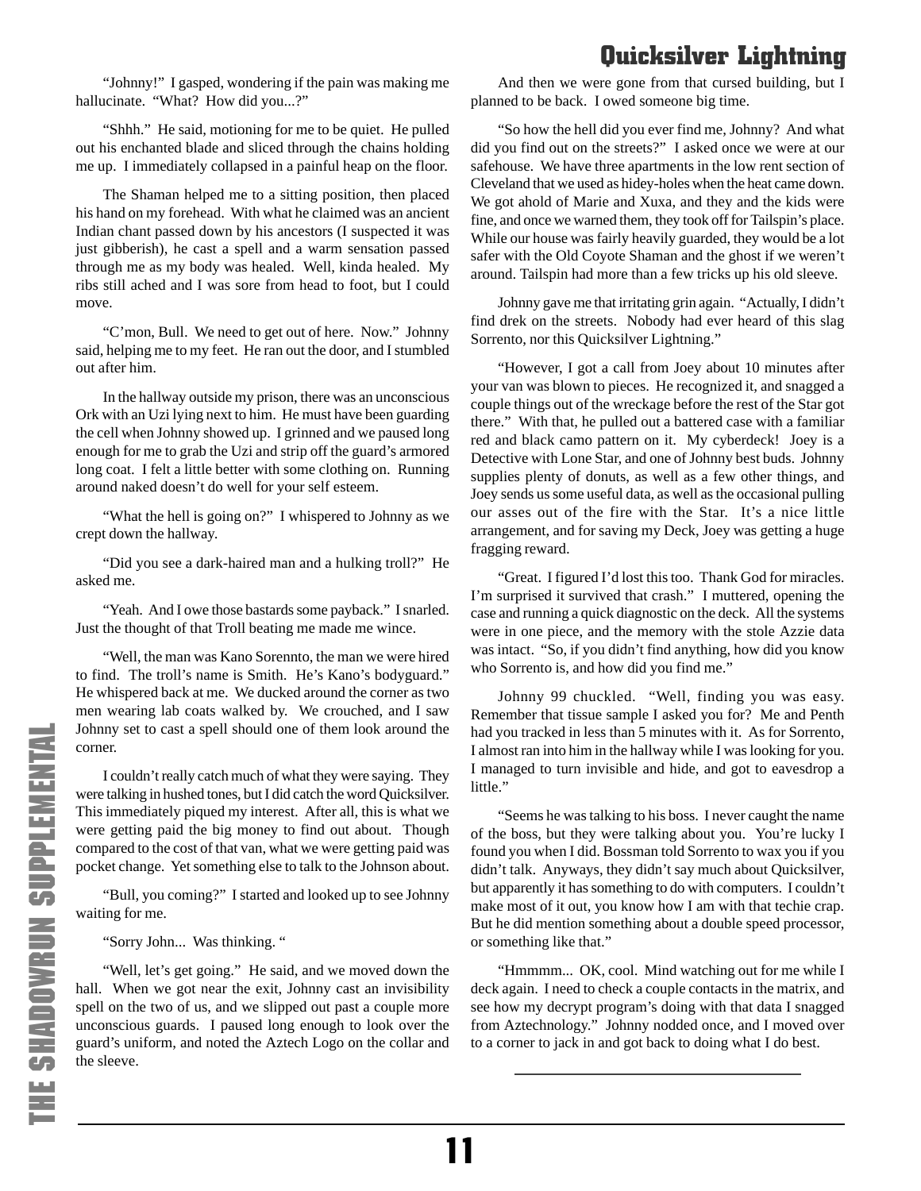"Johnny!" I gasped, wondering if the pain was making me hallucinate. "What? How did you...?"

"Shhh." He said, motioning for me to be quiet. He pulled out his enchanted blade and sliced through the chains holding me up. I immediately collapsed in a painful heap on the floor.

The Shaman helped me to a sitting position, then placed his hand on my forehead. With what he claimed was an ancient Indian chant passed down by his ancestors (I suspected it was just gibberish), he cast a spell and a warm sensation passed through me as my body was healed. Well, kinda healed. My ribs still ached and I was sore from head to foot, but I could move.

"C'mon, Bull. We need to get out of here. Now." Johnny said, helping me to my feet. He ran out the door, and I stumbled out after him.

In the hallway outside my prison, there was an unconscious Ork with an Uzi lying next to him. He must have been guarding the cell when Johnny showed up. I grinned and we paused long enough for me to grab the Uzi and strip off the guard's armored long coat. I felt a little better with some clothing on. Running around naked doesn't do well for your self esteem.

"What the hell is going on?" I whispered to Johnny as we crept down the hallway.

"Did you see a dark-haired man and a hulking troll?" He asked me.

"Yeah. And I owe those bastards some payback." I snarled. Just the thought of that Troll beating me made me wince.

"Well, the man was Kano Sorennto, the man we were hired to find. The troll's name is Smith. He's Kano's bodyguard." He whispered back at me. We ducked around the corner as two men wearing lab coats walked by. We crouched, and I saw Johnny set to cast a spell should one of them look around the corner.

I couldn't really catch much of what they were saying. They were talking in hushed tones, but I did catch the word Quicksilver. This immediately piqued my interest. After all, this is what we were getting paid the big money to find out about. Though compared to the cost of that van, what we were getting paid was pocket change. Yet something else to talk to the Johnson about.

"Bull, you coming?" I started and looked up to see Johnny waiting for me.

"Sorry John... Was thinking. "

"Well, let's get going." He said, and we moved down the hall. When we got near the exit, Johnny cast an invisibility spell on the two of us, and we slipped out past a couple more unconscious guards. I paused long enough to look over the guard's uniform, and noted the Aztech Logo on the collar and the sleeve.

And then we were gone from that cursed building, but I planned to be back. I owed someone big time.

"So how the hell did you ever find me, Johnny? And what did you find out on the streets?" I asked once we were at our safehouse. We have three apartments in the low rent section of Cleveland that we used as hidey-holes when the heat came down. We got ahold of Marie and Xuxa, and they and the kids were fine, and once we warned them, they took off for Tailspin's place. While our house was fairly heavily guarded, they would be a lot safer with the Old Coyote Shaman and the ghost if we weren't around. Tailspin had more than a few tricks up his old sleeve.

Johnny gave me that irritating grin again. "Actually, I didn't find drek on the streets. Nobody had ever heard of this slag Sorrento, nor this Quicksilver Lightning."

"However, I got a call from Joey about 10 minutes after your van was blown to pieces. He recognized it, and snagged a couple things out of the wreckage before the rest of the Star got there." With that, he pulled out a battered case with a familiar red and black camo pattern on it. My cyberdeck! Joey is a Detective with Lone Star, and one of Johnny best buds. Johnny supplies plenty of donuts, as well as a few other things, and Joey sends us some useful data, as well as the occasional pulling our asses out of the fire with the Star. It's a nice little arrangement, and for saving my Deck, Joey was getting a huge fragging reward.

"Great. I figured I'd lost this too. Thank God for miracles. I'm surprised it survived that crash." I muttered, opening the case and running a quick diagnostic on the deck. All the systems were in one piece, and the memory with the stole Azzie data was intact. "So, if you didn't find anything, how did you know who Sorrento is, and how did you find me."

Johnny 99 chuckled. "Well, finding you was easy. Remember that tissue sample I asked you for? Me and Penth had you tracked in less than 5 minutes with it. As for Sorrento, I almost ran into him in the hallway while I was looking for you. I managed to turn invisible and hide, and got to eavesdrop a little."

"Seems he was talking to his boss. I never caught the name of the boss, but they were talking about you. You're lucky I found you when I did. Bossman told Sorrento to wax you if you didn't talk. Anyways, they didn't say much about Quicksilver, but apparently it has something to do with computers. I couldn't make most of it out, you know how I am with that techie crap. But he did mention something about a double speed processor, or something like that."

"Hmmmm... OK, cool. Mind watching out for me while I deck again. I need to check a couple contacts in the matrix, and see how my decrypt program's doing with that data I snagged from Aztechnology." Johnny nodded once, and I moved over to a corner to jack in and got back to doing what I do best.

---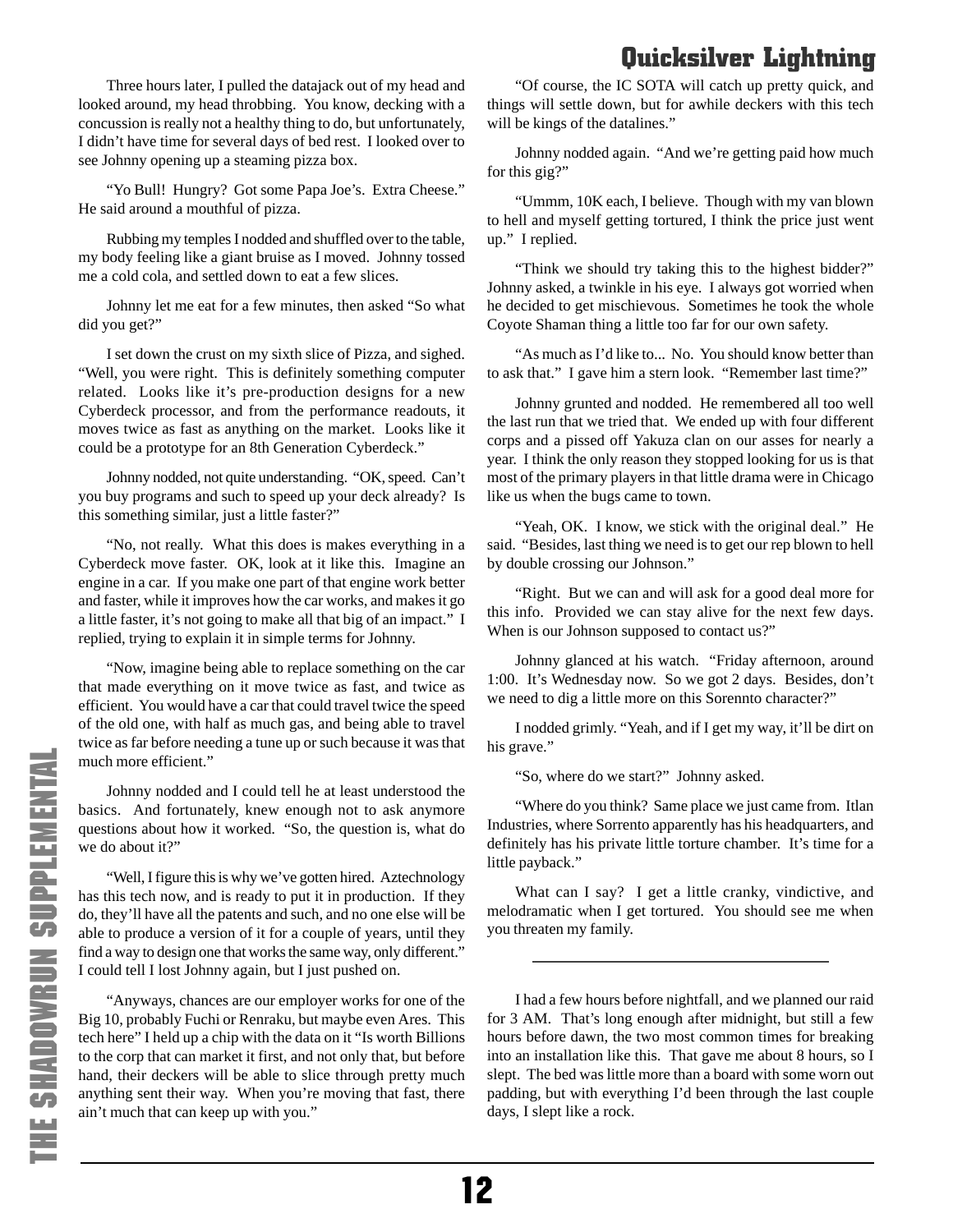Three hours later, I pulled the datajack out of my head and looked around, my head throbbing. You know, decking with a concussion is really not a healthy thing to do, but unfortunately, I didn't have time for several days of bed rest. I looked over to see Johnny opening up a steaming pizza box.

"Yo Bull! Hungry? Got some Papa Joe's. Extra Cheese." He said around a mouthful of pizza.

Rubbing my temples I nodded and shuffled over to the table, my body feeling like a giant bruise as I moved. Johnny tossed me a cold cola, and settled down to eat a few slices.

Johnny let me eat for a few minutes, then asked "So what did you get?"

I set down the crust on my sixth slice of Pizza, and sighed. "Well, you were right. This is definitely something computer related. Looks like it's pre-production designs for a new Cyberdeck processor, and from the performance readouts, it moves twice as fast as anything on the market. Looks like it could be a prototype for an 8th Generation Cyberdeck."

Johnny nodded, not quite understanding. "OK, speed. Can't you buy programs and such to speed up your deck already? Is this something similar, just a little faster?"

"No, not really. What this does is makes everything in a Cyberdeck move faster. OK, look at it like this. Imagine an engine in a car. If you make one part of that engine work better and faster, while it improves how the car works, and makes it go a little faster, it's not going to make all that big of an impact." I replied, trying to explain it in simple terms for Johnny.

"Now, imagine being able to replace something on the car that made everything on it move twice as fast, and twice as efficient. You would have a car that could travel twice the speed of the old one, with half as much gas, and being able to travel twice as far before needing a tune up or such because it was that much more efficient."

Johnny nodded and I could tell he at least understood the basics. And fortunately, knew enough not to ask anymore questions about how it worked. "So, the question is, what do we do about it?"

"Well, I figure this is why we've gotten hired. Aztechnology has this tech now, and is ready to put it in production. If they do, they'll have all the patents and such, and no one else will be able to produce a version of it for a couple of years, until they find a way to design one that works the same way, only different." I could tell I lost Johnny again, but I just pushed on.

"Anyways, chances are our employer works for one of the Big 10, probably Fuchi or Renraku, but maybe even Ares. This tech here" I held up a chip with the data on it "Is worth Billions to the corp that can market it first, and not only that, but before hand, their deckers will be able to slice through pretty much anything sent their way. When you're moving that fast, there ain't much that can keep up with you."

"Of course, the IC SOTA will catch up pretty quick, and things will settle down, but for awhile deckers with this tech will be kings of the datalines."

Johnny nodded again. "And we're getting paid how much for this gig?"

"Ummm, 10K each, I believe. Though with my van blown to hell and myself getting tortured, I think the price just went up." I replied.

"Think we should try taking this to the highest bidder?" Johnny asked, a twinkle in his eye. I always got worried when he decided to get mischievous. Sometimes he took the whole Coyote Shaman thing a little too far for our own safety.

"As much as I'd like to... No. You should know better than to ask that." I gave him a stern look. "Remember last time?"

Johnny grunted and nodded. He remembered all too well the last run that we tried that. We ended up with four different corps and a pissed off Yakuza clan on our asses for nearly a year. I think the only reason they stopped looking for us is that most of the primary players in that little drama were in Chicago like us when the bugs came to town.

"Yeah, OK. I know, we stick with the original deal." He said. "Besides, last thing we need is to get our rep blown to hell by double crossing our Johnson."

"Right. But we can and will ask for a good deal more for this info. Provided we can stay alive for the next few days. When is our Johnson supposed to contact us?"

Johnny glanced at his watch. "Friday afternoon, around 1:00. It's Wednesday now. So we got 2 days. Besides, don't we need to dig a little more on this Sorennto character?"

I nodded grimly. "Yeah, and if I get my way, it'll be dirt on his grave."

"So, where do we start?" Johnny asked.

"Where do you think? Same place we just came from. Itlan Industries, where Sorrento apparently has his headquarters, and definitely has his private little torture chamber. It's time for a little payback."

What can I say? I get a little cranky, vindictive, and melodramatic when I get tortured. You should see me when you threaten my family.

---

I had a few hours before nightfall, and we planned our raid for 3 AM. That's long enough after midnight, but still a few hours before dawn, the two most common times for breaking into an installation like this. That gave me about 8 hours, so I slept. The bed was little more than a board with some worn out padding, but with everything I'd been through the last couple days, I slept like a rock.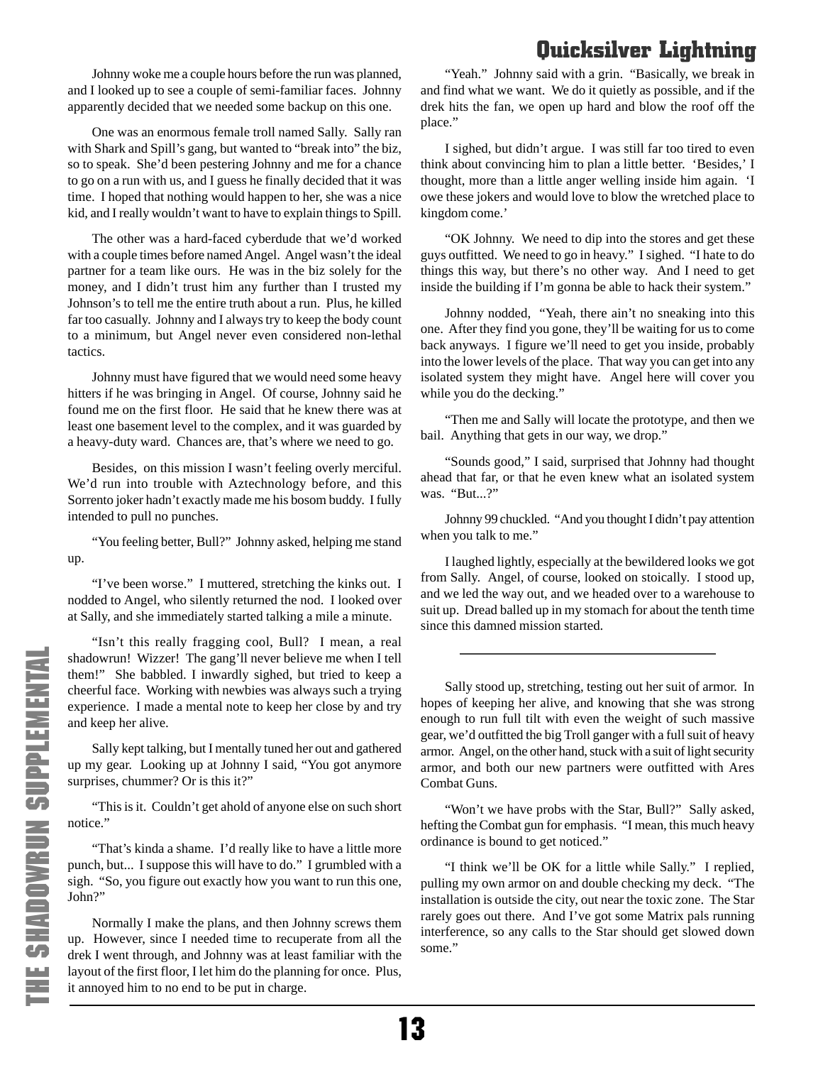Johnny woke me a couple hours before the run was planned, and I looked up to see a couple of semi-familiar faces. Johnny apparently decided that we needed some backup on this one.

One was an enormous female troll named Sally. Sally ran with Shark and Spill's gang, but wanted to "break into" the biz, so to speak. She'd been pestering Johnny and me for a chance to go on a run with us, and I guess he finally decided that it was time. I hoped that nothing would happen to her, she was a nice kid, and I really wouldn't want to have to explain things to Spill.

The other was a hard-faced cyberdude that we'd worked with a couple times before named Angel. Angel wasn't the ideal partner for a team like ours. He was in the biz solely for the money, and I didn't trust him any further than I trusted my Johnson's to tell me the entire truth about a run. Plus, he killed far too casually. Johnny and I always try to keep the body count to a minimum, but Angel never even considered non-lethal tactics.

Johnny must have figured that we would need some heavy hitters if he was bringing in Angel. Of course, Johnny said he found me on the first floor. He said that he knew there was at least one basement level to the complex, and it was guarded by a heavy-duty ward. Chances are, that's where we need to go.

Besides, on this mission I wasn't feeling overly merciful. We'd run into trouble with Aztechnology before, and this Sorrento joker hadn't exactly made me his bosom buddy. I fully intended to pull no punches.

"You feeling better, Bull?" Johnny asked, helping me stand up.

"I've been worse." I muttered, stretching the kinks out. I nodded to Angel, who silently returned the nod. I looked over at Sally, and she immediately started talking a mile a minute.

"Isn't this really fragging cool, Bull? I mean, a real shadowrun! Wizzer! The gang'll never believe me when I tell them!" She babbled. I inwardly sighed, but tried to keep a cheerful face. Working with newbies was always such a trying experience. I made a mental note to keep her close by and try and keep her alive.

Sally kept talking, but I mentally tuned her out and gathered up my gear. Looking up at Johnny I said, "You got anymore surprises, chummer? Or is this it?"

"This is it. Couldn't get ahold of anyone else on such short notice."

"That's kinda a shame. I'd really like to have a little more punch, but... I suppose this will have to do." I grumbled with a sigh. "So, you figure out exactly how you want to run this one, John?"

Normally I make the plans, and then Johnny screws them up. However, since I needed time to recuperate from all the drek I went through, and Johnny was at least familiar with the layout of the first floor, I let him do the planning for once. Plus, it annoyed him to no end to be put in charge.

"Yeah." Johnny said with a grin. "Basically, we break in and find what we want. We do it quietly as possible, and if the drek hits the fan, we open up hard and blow the roof off the place."

I sighed, but didn't argue. I was still far too tired to even think about convincing him to plan a little better. 'Besides,' I thought, more than a little anger welling inside him again. 'I owe these jokers and would love to blow the wretched place to kingdom come.'

"OK Johnny. We need to dip into the stores and get these guys outfitted. We need to go in heavy." I sighed. "I hate to do things this way, but there's no other way. And I need to get inside the building if I'm gonna be able to hack their system."

Johnny nodded, "Yeah, there ain't no sneaking into this one. After they find you gone, they'll be waiting for us to come back anyways. I figure we'll need to get you inside, probably into the lower levels of the place. That way you can get into any isolated system they might have. Angel here will cover you while you do the decking."

"Then me and Sally will locate the prototype, and then we bail. Anything that gets in our way, we drop."

"Sounds good," I said, surprised that Johnny had thought ahead that far, or that he even knew what an isolated system was. "But...?"

Johnny 99 chuckled. "And you thought I didn't pay attention when you talk to me."

I laughed lightly, especially at the bewildered looks we got from Sally. Angel, of course, looked on stoically. I stood up, and we led the way out, and we headed over to a warehouse to suit up. Dread balled up in my stomach for about the tenth time since this damned mission started.

---

Sally stood up, stretching, testing out her suit of armor. In hopes of keeping her alive, and knowing that she was strong enough to run full tilt with even the weight of such massive gear, we'd outfitted the big Troll ganger with a full suit of heavy armor. Angel, on the other hand, stuck with a suit of light security armor, and both our new partners were outfitted with Ares Combat Guns.

"Won't we have probs with the Star, Bull?" Sally asked, hefting the Combat gun for emphasis. "I mean, this much heavy ordinance is bound to get noticed."

"I think we'll be OK for a little while Sally." I replied, pulling my own armor on and double checking my deck. "The installation is outside the city, out near the toxic zone. The Star rarely goes out there. And I've got some Matrix pals running interference, so any calls to the Star should get slowed down some."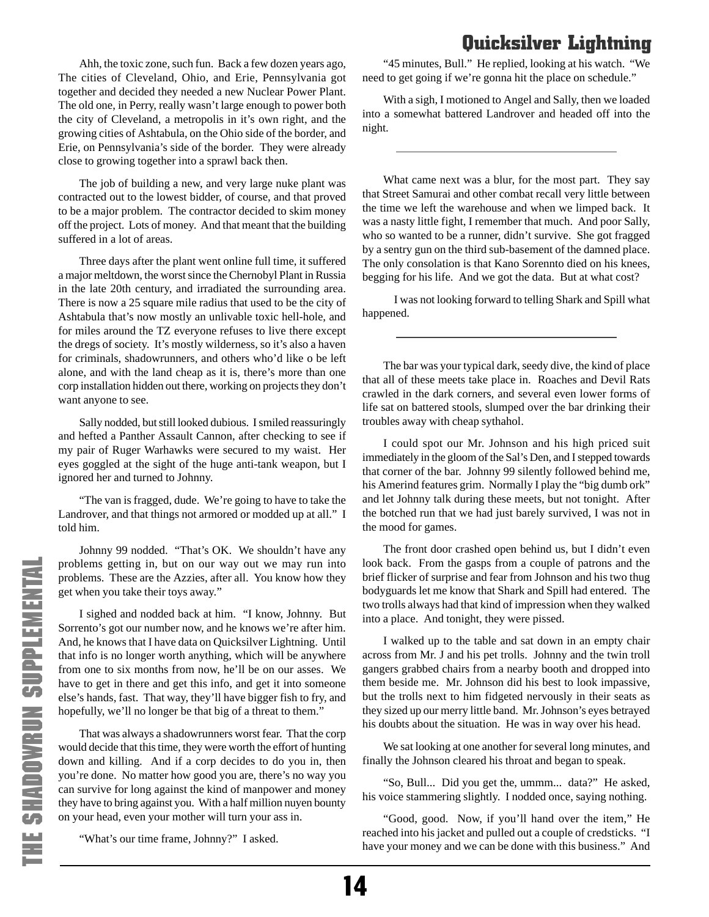Ahh, the toxic zone, such fun. Back a few dozen years ago, The cities of Cleveland, Ohio, and Erie, Pennsylvania got together and decided they needed a new Nuclear Power Plant. The old one, in Perry, really wasn't large enough to power both the city of Cleveland, a metropolis in it's own right, and the growing cities of Ashtabula, on the Ohio side of the border, and Erie, on Pennsylvania's side of the border. They were already close to growing together into a sprawl back then.

The job of building a new, and very large nuke plant was contracted out to the lowest bidder, of course, and that proved to be a major problem. The contractor decided to skim money off the project. Lots of money. And that meant that the building suffered in a lot of areas.

Three days after the plant went online full time, it suffered a major meltdown, the worst since the Chernobyl Plant in Russia in the late 20th century, and irradiated the surrounding area. There is now a 25 square mile radius that used to be the city of Ashtabula that's now mostly an unlivable toxic hell-hole, and for miles around the TZ everyone refuses to live there except the dregs of society. It's mostly wilderness, so it's also a haven for criminals, shadowrunners, and others who'd like o be left alone, and with the land cheap as it is, there's more than one corp installation hidden out there, working on projects they don't want anyone to see.

Sally nodded, but still looked dubious. I smiled reassuringly and hefted a Panther Assault Cannon, after checking to see if my pair of Ruger Warhawks were secured to my waist. Her eyes goggled at the sight of the huge anti-tank weapon, but I ignored her and turned to Johnny.

"The van is fragged, dude. We're going to have to take the Landrover, and that things not armored or modded up at all." I told him.

Johnny 99 nodded. "That's OK. We shouldn't have any problems getting in, but on our way out we may run into problems. These are the Azzies, after all. You know how they get when you take their toys away."

I sighed and nodded back at him. "I know, Johnny. But Sorrento's got our number now, and he knows we're after him. And, he knows that I have data on Quicksilver Lightning. Until that info is no longer worth anything, which will be anywhere from one to six months from now, he'll be on our asses. We have to get in there and get this info, and get it into someone else's hands, fast. That way, they'll have bigger fish to fry, and hopefully, we'll no longer be that big of a threat to them."

That was always a shadowrunners worst fear. That the corp would decide that this time, they were worth the effort of hunting down and killing. And if a corp decides to do you in, then you're done. No matter how good you are, there's no way you can survive for long against the kind of manpower and money they have to bring against you. With a half million nuyen bounty on your head, even your mother will turn your ass in.

"What's our time frame, Johnny?" I asked.

"45 minutes, Bull." He replied, looking at his watch. "We need to get going if we're gonna hit the place on schedule."

With a sigh, I motioned to Angel and Sally, then we loaded into a somewhat battered Landrover and headed off into the night.

---

What came next was a blur, for the most part. They say that Street Samurai and other combat recall very little between the time we left the warehouse and when we limped back. It was a nasty little fight, I remember that much. And poor Sally, who so wanted to be a runner, didn't survive. She got fragged by a sentry gun on the third sub-basement of the damned place. The only consolation is that Kano Sorennto died on his knees, begging for his life. And we got the data. But at what cost?

I was not looking forward to telling Shark and Spill what happened.

---

The bar was your typical dark, seedy dive, the kind of place that all of these meets take place in. Roaches and Devil Rats crawled in the dark corners, and several even lower forms of life sat on battered stools, slumped over the bar drinking their troubles away with cheap sythahol.

I could spot our Mr. Johnson and his high priced suit immediately in the gloom of the Sal's Den, and I stepped towards that corner of the bar. Johnny 99 silently followed behind me, his Amerind features grim. Normally I play the "big dumb ork" and let Johnny talk during these meets, but not tonight. After the botched run that we had just barely survived, I was not in the mood for games.

The front door crashed open behind us, but I didn't even look back. From the gasps from a couple of patrons and the brief flicker of surprise and fear from Johnson and his two thug bodyguards let me know that Shark and Spill had entered. The two trolls always had that kind of impression when they walked into a place. And tonight, they were pissed.

I walked up to the table and sat down in an empty chair across from Mr. J and his pet trolls. Johnny and the twin troll gangers grabbed chairs from a nearby booth and dropped into them beside me. Mr. Johnson did his best to look impassive, but the trolls next to him fidgeted nervously in their seats as they sized up our merry little band. Mr. Johnson's eyes betrayed his doubts about the situation. He was in way over his head.

We sat looking at one another for several long minutes, and finally the Johnson cleared his throat and began to speak.

"So, Bull... Did you get the, ummm... data?" He asked, his voice stammering slightly. I nodded once, saying nothing.

"Good, good. Now, if you'll hand over the item," He reached into his jacket and pulled out a couple of credsticks. "I have your money and we can be done with this business." And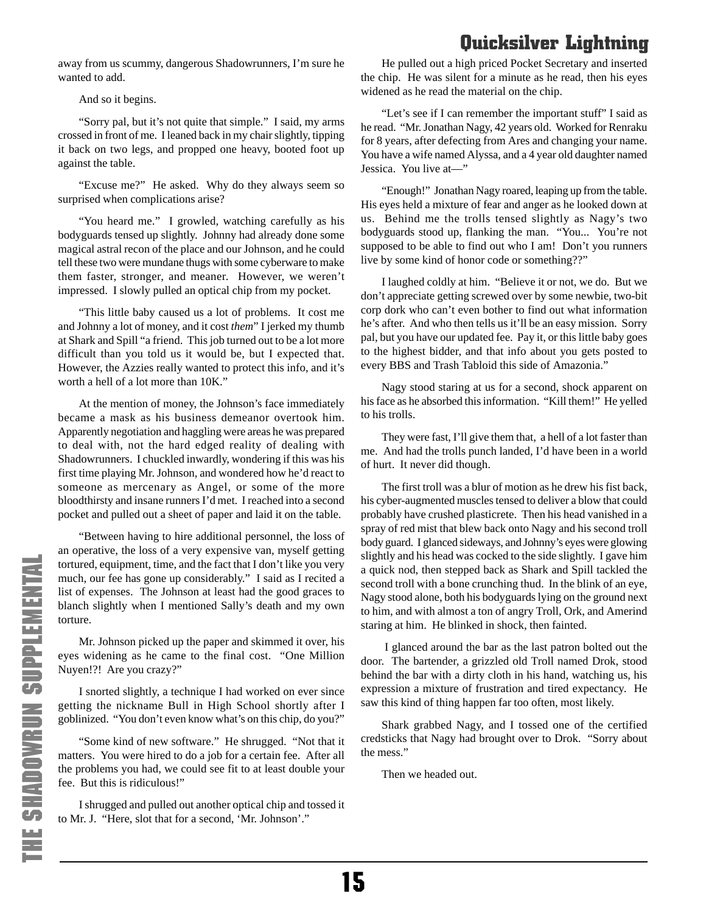away from us scummy, dangerous Shadowrunners, I'm sure he wanted to add.

And so it begins.

"Sorry pal, but it's not quite that simple." I said, my arms crossed in front of me. I leaned back in my chair slightly, tipping it back on two legs, and propped one heavy, booted foot up against the table.

"Excuse me?" He asked. Why do they always seem so surprised when complications arise?

"You heard me." I growled, watching carefully as his bodyguards tensed up slightly. Johnny had already done some magical astral recon of the place and our Johnson, and he could tell these two were mundane thugs with some cyberware to make them faster, stronger, and meaner. However, we weren't impressed. I slowly pulled an optical chip from my pocket.

"This little baby caused us a lot of problems. It cost me and Johnny a lot of money, and it cost *them*" I jerked my thumb at Shark and Spill "a friend. This job turned out to be a lot more difficult than you told us it would be, but I expected that. However, the Azzies really wanted to protect this info, and it's worth a hell of a lot more than 10K."

At the mention of money, the Johnson's face immediately became a mask as his business demeanor overtook him. Apparently negotiation and haggling were areas he was prepared to deal with, not the hard edged reality of dealing with Shadowrunners. I chuckled inwardly, wondering if this was his first time playing Mr. Johnson, and wondered how he'd react to someone as mercenary as Angel, or some of the more bloodthirsty and insane runners I'd met. I reached into a second pocket and pulled out a sheet of paper and laid it on the table.

"Between having to hire additional personnel, the loss of an operative, the loss of a very expensive van, myself getting tortured, equipment, time, and the fact that I don't like you very much, our fee has gone up considerably." I said as I recited a list of expenses. The Johnson at least had the good graces to blanch slightly when I mentioned Sally's death and my own torture.

Mr. Johnson picked up the paper and skimmed it over, his eyes widening as he came to the final cost. "One Million Nuyen!?! Are you crazy?"

I snorted slightly, a technique I had worked on ever since getting the nickname Bull in High School shortly after I goblinized. "You don't even know what's on this chip, do you?"

"Some kind of new software." He shrugged. "Not that it matters. You were hired to do a job for a certain fee. After all the problems you had, we could see fit to at least double your fee. But this is ridiculous!"

I shrugged and pulled out another optical chip and tossed it to Mr. J. "Here, slot that for a second, 'Mr. Johnson'."

He pulled out a high priced Pocket Secretary and inserted the chip. He was silent for a minute as he read, then his eyes widened as he read the material on the chip.

"Let's see if I can remember the important stuff" I said as he read. "Mr. Jonathan Nagy, 42 years old. Worked for Renraku for 8 years, after defecting from Ares and changing your name. You have a wife named Alyssa, and a 4 year old daughter named Jessica. You live at—"

"Enough!" Jonathan Nagy roared, leaping up from the table. His eyes held a mixture of fear and anger as he looked down at us. Behind me the trolls tensed slightly as Nagy's two bodyguards stood up, flanking the man. "You... You're not supposed to be able to find out who I am! Don't you runners live by some kind of honor code or something??"

I laughed coldly at him. "Believe it or not, we do. But we don't appreciate getting screwed over by some newbie, two-bit corp dork who can't even bother to find out what information he's after. And who then tells us it'll be an easy mission. Sorry pal, but you have our updated fee. Pay it, or this little baby goes to the highest bidder, and that info about you gets posted to every BBS and Trash Tabloid this side of Amazonia."

Nagy stood staring at us for a second, shock apparent on his face as he absorbed this information. "Kill them!" He yelled to his trolls.

They were fast, I'll give them that, a hell of a lot faster than me. And had the trolls punch landed, I'd have been in a world of hurt. It never did though.

The first troll was a blur of motion as he drew his fist back, his cyber-augmented muscles tensed to deliver a blow that could probably have crushed plasticrete. Then his head vanished in a spray of red mist that blew back onto Nagy and his second troll body guard. I glanced sideways, and Johnny's eyes were glowing slightly and his head was cocked to the side slightly. I gave him a quick nod, then stepped back as Shark and Spill tackled the second troll with a bone crunching thud. In the blink of an eye, Nagy stood alone, both his bodyguards lying on the ground next to him, and with almost a ton of angry Troll, Ork, and Amerind staring at him. He blinked in shock, then fainted.

I glanced around the bar as the last patron bolted out the door. The bartender, a grizzled old Troll named Drok, stood behind the bar with a dirty cloth in his hand, watching us, his expression a mixture of frustration and tired expectancy. He saw this kind of thing happen far too often, most likely.

Shark grabbed Nagy, and I tossed one of the certified credsticks that Nagy had brought over to Drok. "Sorry about the mess."

Then we headed out.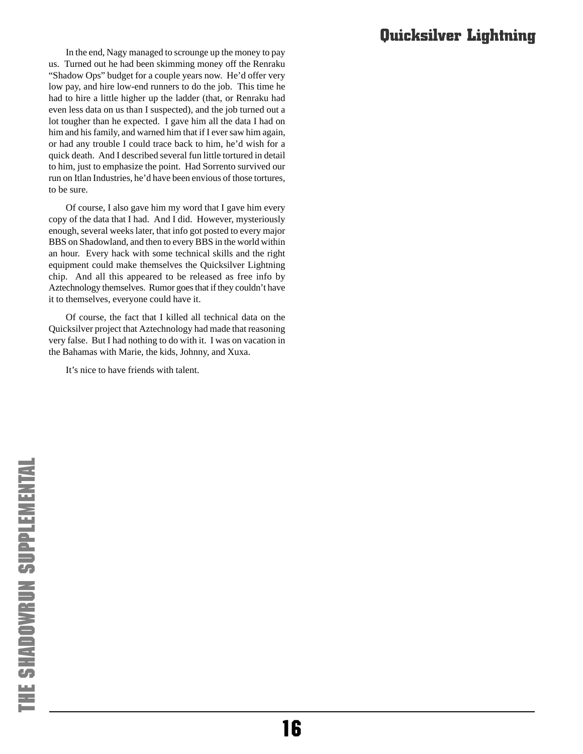In the end, Nagy managed to scrounge up the money to pay us. Turned out he had been skimming money off the Renraku "Shadow Ops" budget for a couple years now. He'd offer very low pay, and hire low-end runners to do the job. This time he had to hire a little higher up the ladder (that, or Renraku had even less data on us than I suspected), and the job turned out a lot tougher than he expected. I gave him all the data I had on him and his family, and warned him that if I ever saw him again, or had any trouble I could trace back to him, he'd wish for a quick death. And I described several fun little tortured in detail to him, just to emphasize the point. Had Sorrento survived our run on Itlan Industries, he'd have been envious of those tortures, to be sure.

Of course, I also gave him my word that I gave him every copy of the data that I had. And I did. However, mysteriously enough, several weeks later, that info got posted to every major BBS on Shadowland, and then to every BBS in the world within an hour. Every hack with some technical skills and the right equipment could make themselves the Quicksilver Lightning chip. And all this appeared to be released as free info by Aztechnology themselves. Rumor goes that if they couldn't have it to themselves, everyone could have it.

Of course, the fact that I killed all technical data on the Quicksilver project that Aztechnology had made that reasoning very false. But I had nothing to do with it. I was on vacation in the Bahamas with Marie, the kids, Johnny, and Xuxa.

It's nice to have friends with talent.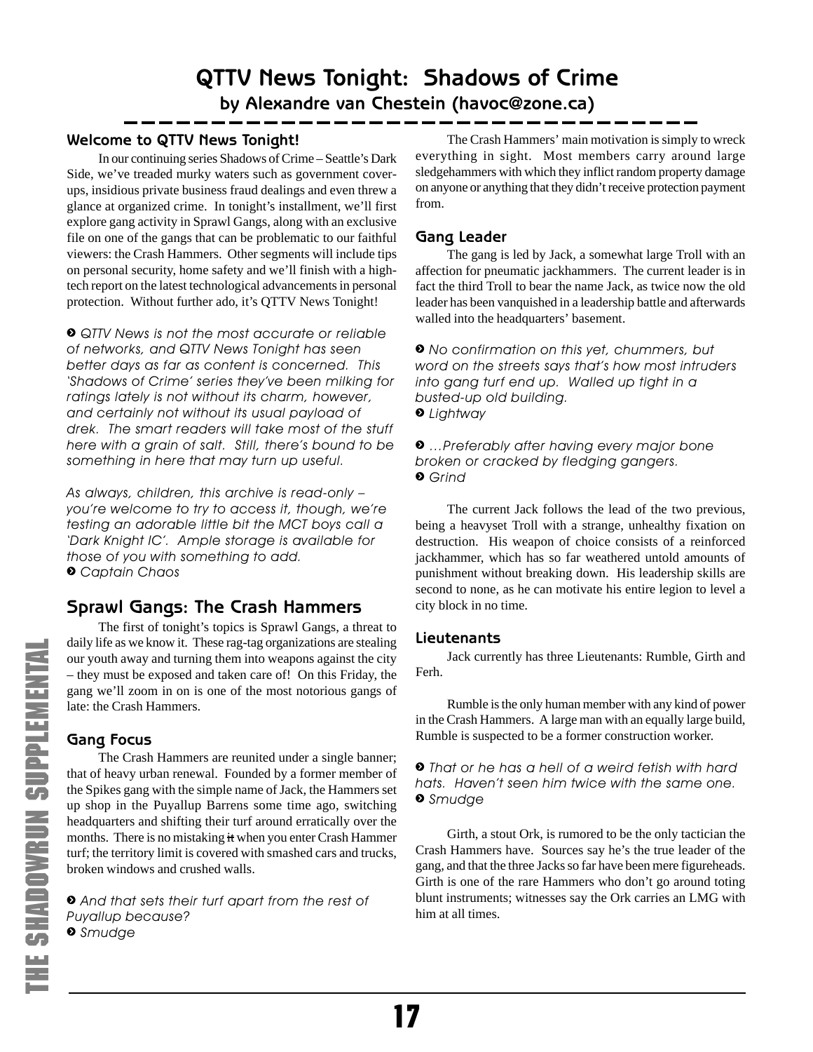# QTTV News Tonight: Shadows of Crime

**by Alexandre van Chestein (havoc@zone.ca)**

### Welcome to QTTV News Tonight!

In our continuing series Shadows of Crime – Seattle's Dark Side, we've treaded murky waters such as government cover-ups, insidious private business fraud dealings and even threw a glance at organized crime. In tonight's installment, we'll first explore gang activity in Sprawl Gangs, along with an exclusive file on one of the gangs that can be problematic to our faithful viewers: the Crash Hammers. Other segments will include tips on personal security, home safety and we'll finish with a high-tech report on the latest technological advancements in personal protection. Without further ado, it's QTTV News Tonight!

*› QTTV News is not the most accurate or reliable of networks, and QTTV News Tonight has seen better days as far as content is concerned. This 'Shadows of Crime' series they've been milking for ratings lately is not without its charm, however, and certainly not without its usual payload of drek. The smart readers will take most of the stuff here with a grain of salt. Still, there's bound to be something in here that may turn up useful.*

*As always, children, this archive is read-only – you're welcome to try to access it, though, we're testing an adorable little bit the MCT boys call a 'Dark Knight IC'. Ample storage is available for those of you with something to add.*
*› Captain Chaos*

## Sprawl Gangs: The Crash Hammers

The first of tonight's topics is Sprawl Gangs, a threat to daily life as we know it. These rag-tag organizations are stealing our youth away and turning them into weapons against the city – they must be exposed and taken care of! On this Friday, the gang we'll zoom in on is one of the most notorious gangs of late: the Crash Hammers.

### Gang Focus

The Crash Hammers are reunited under a single banner; that of heavy urban renewal. Founded by a former member of the Spikes gang with the simple name of Jack, the Hammers set up shop in the Puyallup Barrens some time ago, switching headquarters and shifting their turf around erratically over the months. There is no mistaking ~~it~~ when you enter Crash Hammer turf; the territory limit is covered with smashed cars and trucks, broken windows and crushed walls.

*› And that sets their turf apart from the rest of Puyallup because?*
*› Smudge*

The Crash Hammers' main motivation is simply to wreck everything in sight. Most members carry around large sledgehammers with which they inflict random property damage on anyone or anything that they didn't receive protection payment from.

### Gang Leader

The gang is led by Jack, a somewhat large Troll with an affection for pneumatic jackhammers. The current leader is in fact the third Troll to bear the name Jack, as twice now the old leader has been vanquished in a leadership battle and afterwards walled into the headquarters' basement.

*› No confirmation on this yet, chummers, but word on the streets says that's how most intruders into gang turf end up. Walled up tight in a busted-up old building.*
*› Lightway*

*› …Preferably after having every major bone broken or cracked by fledging gangers.*
*› Grind*

The current Jack follows the lead of the two previous, being a heavyset Troll with a strange, unhealthy fixation on destruction. His weapon of choice consists of a reinforced jackhammer, which has so far weathered untold amounts of punishment without breaking down. His leadership skills are second to none, as he can motivate his entire legion to level a city block in no time.

### Lieutenants

Jack currently has three Lieutenants: Rumble, Girth and Ferh.

Rumble is the only human member with any kind of power in the Crash Hammers. A large man with an equally large build, Rumble is suspected to be a former construction worker.

*› That or he has a hell of a weird fetish with hard hats. Haven't seen him twice with the same one.*
*› Smudge*

Girth, a stout Ork, is rumored to be the only tactician the Crash Hammers have. Sources say he's the true leader of the gang, and that the three Jacks so far have been mere figureheads. Girth is one of the rare Hammers who don't go around toting blunt instruments; witnesses say the Ork carries an LMG with him at all times.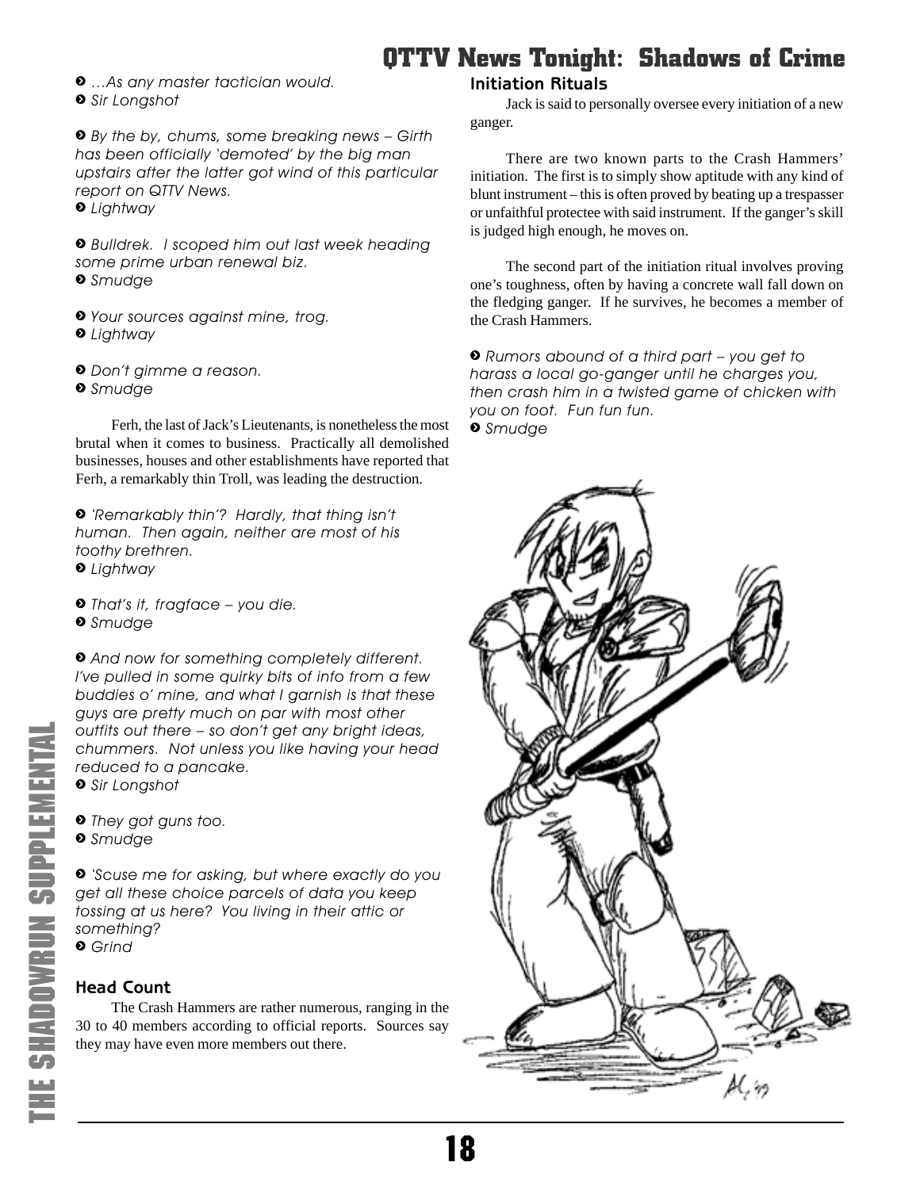➋ *…As any master tactician would.*
➋ *Sir Longshot*

➋ *By the by, chums, some breaking news – Girth has been officially 'demoted' by the big man upstairs after the latter got wind of this particular report on QTTV News.*
➋ *Lightway*

➋ *Bulldrek. I scoped him out last week heading some prime urban renewal biz.*
➋ *Smudge*

➋ *Your sources against mine, trog.*
➋ *Lightway*

➋ *Don't gimme a reason.*
➋ *Smudge*

Ferh, the last of Jack's Lieutenants, is nonetheless the most brutal when it comes to business. Practically all demolished businesses, houses and other establishments have reported that Ferh, a remarkably thin Troll, was leading the destruction.

➋ *'Remarkably thin'? Hardly, that thing isn't human. Then again, neither are most of his toothy brethren.*
➋ *Lightway*

➋ *That's it, fragface – you die.*
➋ *Smudge*

➋ *And now for something completely different. I've pulled in some quirky bits of info from a few buddies o' mine, and what I garnish is that these guys are pretty much on par with most other outfits out there – so don't get any bright ideas, chummers. Not unless you like having your head reduced to a pancake.*
➋ *Sir Longshot*

➋ *They got guns too.*
➋ *Smudge*

➋ *'Scuse me for asking, but where exactly do you get all these choice parcels of data you keep tossing at us here? You living in their attic or something?*
➋ *Grind*

### Head Count

The Crash Hammers are rather numerous, ranging in the 30 to 40 members according to official reports. Sources say they may have even more members out there.

### Initiation Rituals

Jack is said to personally oversee every initiation of a new ganger.

There are two known parts to the Crash Hammers' initiation. The first is to simply show aptitude with any kind of blunt instrument – this is often proved by beating up a trespasser or unfaithful protectee with said instrument. If the ganger's skill is judged high enough, he moves on.

The second part of the initiation ritual involves proving one's toughness, often by having a concrete wall fall down on the fledging ganger. If he survives, he becomes a member of the Crash Hammers.

➋ *Rumors abound of a third part – you get to harass a local go-ganger until he charges you, then crash him in a twisted game of chicken with you on foot. Fun fun fun.*
➋ *Smudge*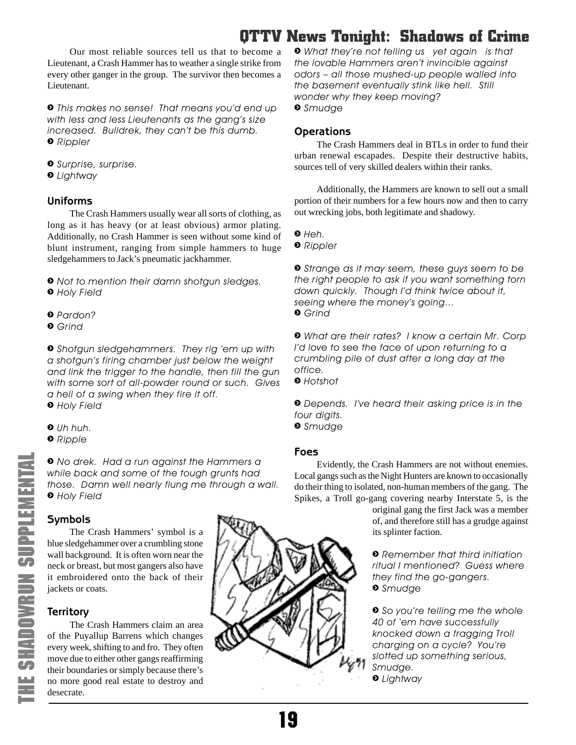Our most reliable sources tell us that to become a Lieutenant, a Crash Hammer has to weather a single strike from every other ganger in the group. The survivor then becomes a Lieutenant.

> *This makes no sense! That means you'd end up with less and less Lieutenants as the gang's size increased. Bulldrek, they can't be this dumb.*
> *Rippler*

> *Surprise, surprise.*
> *Lightway*

### Uniforms

The Crash Hammers usually wear all sorts of clothing, as long as it has heavy (or at least obvious) armor plating. Additionally, no Crash Hammer is seen without some kind of blunt instrument, ranging from simple hammers to huge sledgehammers to Jack's pneumatic jackhammer.

> *Not to mention their damn shotgun sledges.*
> *Holy Field*

> *Pardon?*
> *Grind*

> *Shotgun sledgehammers. They rig 'em up with a shotgun's firing chamber just below the weight and link the trigger to the handle, then fill the gun with some sort of all-powder round or such. Gives a hell of a swing when they fire it off.*
> *Holy Field*

> *Uh huh.*
> *Ripple*

> *No drek. Had a run against the Hammers a while back and some of the tough grunts had those. Damn well nearly flung me through a wall.*
> *Holy Field*

### Symbols

The Crash Hammers' symbol is a blue sledgehammer over a crumbling stone wall background. It is often worn near the neck or breast, but most gangers also have it embroidered onto the back of their jackets or coats.

### Territory

The Crash Hammers claim an area of the Puyallup Barrens which changes every week, shifting to and fro. They often move due to either other gangs reaffirming their boundaries or simply because there's no more good real estate to destroy and desecrate.

> *What they're not telling us yet again is that the lovable Hammers aren't invincible against odors – all those mushed-up people walled into the basement eventually stink like hell. Still wonder why they keep moving?*
> *Smudge*

### Operations

The Crash Hammers deal in BTLs in order to fund their urban renewal escapades. Despite their destructive habits, sources tell of very skilled dealers within their ranks.

Additionally, the Hammers are known to sell out a small portion of their numbers for a few hours now and then to carry out wrecking jobs, both legitimate and shadowy.

> *Heh.*
> *Rippler*

> *Strange as it may seem, these guys seem to be the right people to ask if you want something torn down quickly. Though I'd think twice about it, seeing where the money's going…*
> *Grind*

> *What are their rates? I know a certain Mr. Corp I'd love to see the face of upon returning to a crumbling pile of dust after a long day at the office.*
> *Hotshot*

> *Depends. I've heard their asking price is in the four digits.*
> *Smudge*

### Foes

Evidently, the Crash Hammers are not without enemies. Local gangs such as the Night Hunters are known to occasionally do their thing to isolated, non-human members of the gang. The Spikes, a Troll go-gang covering nearby Interstate 5, is the original gang the first Jack was a member of, and therefore still has a grudge against its splinter faction.

> *Remember that third initiation ritual I mentioned? Guess where they find the go-gangers.*
> *Smudge*

> *So you're telling me the whole 40 of 'em have successfully knocked down a fragging Troll charging on a cycle? You're slotted up something serious, Smudge.*
> *Lightway*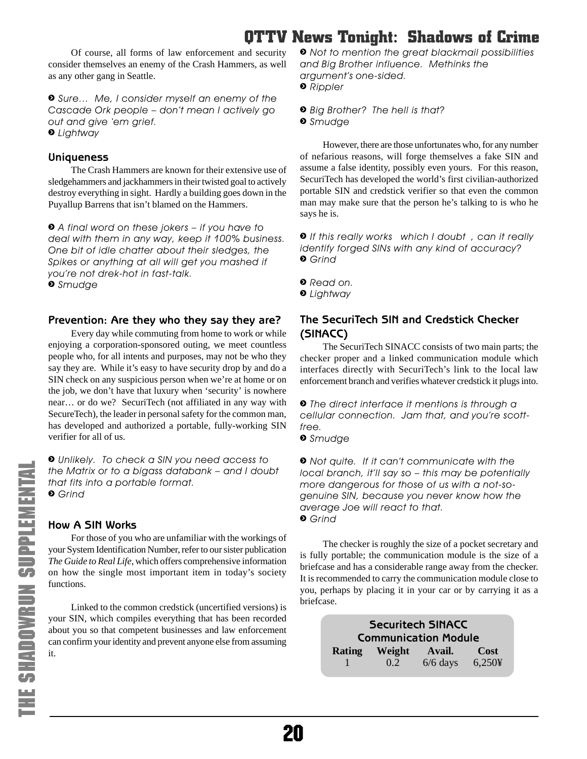Of course, all forms of law enforcement and security consider themselves an enemy of the Crash Hammers, as well as any other gang in Seattle.

> *Sure… Me, I consider myself an enemy of the Cascade Ork people – don't mean I actively go out and give 'em grief.*
> *Lightway*

### Uniqueness

The Crash Hammers are known for their extensive use of sledgehammers and jackhammers in their twisted goal to actively destroy everything in sight. Hardly a building goes down in the Puyallup Barrens that isn't blamed on the Hammers.

> *A final word on these jokers – if you have to deal with them in any way, keep it 100% business. One bit of idle chatter about their sledges, the Spikes or anything at all will get you mashed if you're not drek-hot in fast-talk.*
> *Smudge*

### Prevention: Are they who they say they are?

Every day while commuting from home to work or while enjoying a corporation-sponsored outing, we meet countless people who, for all intents and purposes, may not be who they say they are. While it's easy to have security drop by and do a SIN check on any suspicious person when we're at home or on the job, we don't have that luxury when 'security' is nowhere near… or do we? SecuriTech (not affiliated in any way with SecureTech), the leader in personal safety for the common man, has developed and authorized a portable, fully-working SIN verifier for all of us.

> *Unlikely. To check a SIN you need access to the Matrix or to a bigass databank – and I doubt that fits into a portable format.*
> *Grind*

### How A SIN Works

For those of you who are unfamiliar with the workings of your System Identification Number, refer to our sister publication *The Guide to Real Life*, which offers comprehensive information on how the single most important item in today's society functions.

Linked to the common credstick (uncertified versions) is your SIN, which compiles everything that has been recorded about you so that competent businesses and law enforcement can confirm your identity and prevent anyone else from assuming it.

> *Not to mention the great blackmail possibilities and Big Brother influence. Methinks the argument's one-sided.*
> *Rippler*

> *Big Brother? The hell is that?*
> *Smudge*

However, there are those unfortunates who, for any number of nefarious reasons, will forge themselves a fake SIN and assume a false identity, possibly even yours. For this reason, SecuriTech has developed the world's first civilian-authorized portable SIN and credstick verifier so that even the common man may make sure that the person he's talking to is who he says he is.

> *If this really works which I doubt , can it really identify forged SINs with any kind of accuracy?*
> *Grind*

> *Read on.*
> *Lightway*

### The SecuriTech SIN and Credstick Checker (SINACC)

The SecuriTech SINACC consists of two main parts; the checker proper and a linked communication module which interfaces directly with SecuriTech's link to the local law enforcement branch and verifies whatever credstick it plugs into.

> *The direct interface it mentions is through a cellular connection. Jam that, and you're scott-free.*
> *Smudge*

> *Not quite. If it can't communicate with the local branch, it'll say so – this may be potentially more dangerous for those of us with a not-so-genuine SIN, because you never know how the average Joe will react to that.*
> *Grind*

The checker is roughly the size of a pocket secretary and is fully portable; the communication module is the size of a briefcase and has a considerable range away from the checker. It is recommended to carry the communication module close to you, perhaps by placing it in your car or by carrying it as a briefcase.

**Securitech SINACC Communication Module**

| Rating | Weight | Avail. | Cost |
|---|---|---|---|
| 1 | 0.2 | 6/6 days | 6,250¥ |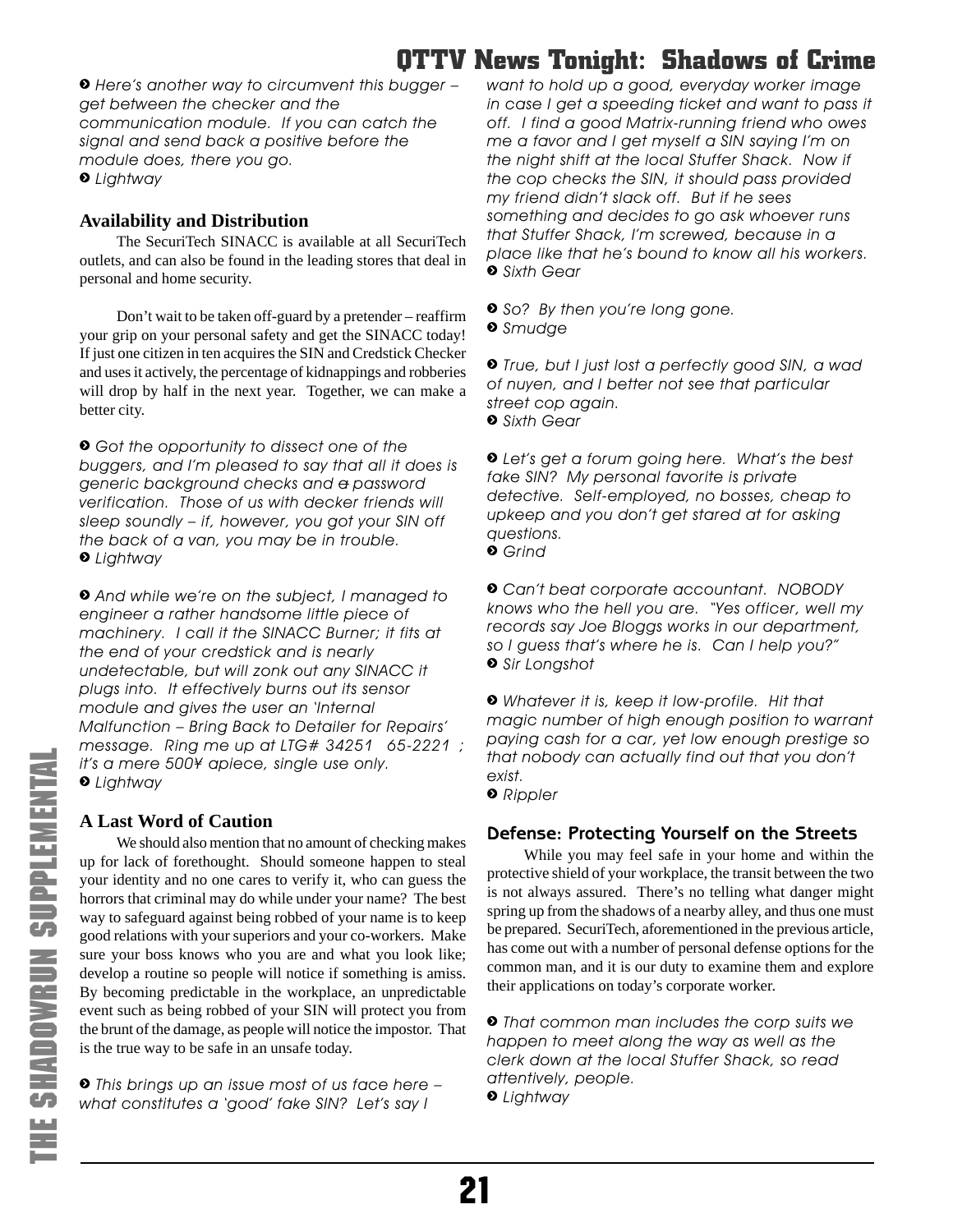*➋ Here's another way to circumvent this bugger – get between the checker and the communication module. If you can catch the signal and send back a positive before the module does, there you go.*
*➋ Lightway*

**Availability and Distribution**

The SecuriTech SINACC is available at all SecuriTech outlets, and can also be found in the leading stores that deal in personal and home security.

Don't wait to be taken off-guard by a pretender – reaffirm your grip on your personal safety and get the SINACC today! If just one citizen in ten acquires the SIN and Credstick Checker and uses it actively, the percentage of kidnappings and robberies will drop by half in the next year. Together, we can make a better city.

*➋ Got the opportunity to dissect one of the buggers, and I'm pleased to say that all it does is generic background checks and ~~a~~ password verification. Those of us with decker friends will sleep soundly – if, however, you got your SIN off the back of a van, you may be in trouble.*
*➋ Lightway*

*➋ And while we're on the subject, I managed to engineer a rather handsome little piece of machinery. I call it the SINACC Burner; it fits at the end of your credstick and is nearly undetectable, but will zonk out any SINACC it plugs into. It effectively burns out its sensor module and gives the user an 'Internal Malfunction – Bring Back to Detailer for Repairs' message. Ring me up at LTG# 34251 65-2221 ; it's a mere 500¥ apiece, single use only.*
*➋ Lightway*

**A Last Word of Caution**

We should also mention that no amount of checking makes up for lack of forethought. Should someone happen to steal your identity and no one cares to verify it, who can guess the horrors that criminal may do while under your name? The best way to safeguard against being robbed of your name is to keep good relations with your superiors and your co-workers. Make sure your boss knows who you are and what you look like; develop a routine so people will notice if something is amiss. By becoming predictable in the workplace, an unpredictable event such as being robbed of your SIN will protect you from the brunt of the damage, as people will notice the impostor. That is the true way to be safe in an unsafe today.

*➋ This brings up an issue most of us face here – what constitutes a 'good' fake SIN? Let's say I want to hold up a good, everyday worker image in case I get a speeding ticket and want to pass it off. I find a good Matrix-running friend who owes me a favor and I get myself a SIN saying I'm on the night shift at the local Stuffer Shack. Now if the cop checks the SIN, it should pass provided my friend didn't slack off. But if he sees something and decides to go ask whoever runs that Stuffer Shack, I'm screwed, because in a place like that he's bound to know all his workers.*
*➋ Sixth Gear*

*➋ So? By then you're long gone.*
*➋ Smudge*

*➋ True, but I just lost a perfectly good SIN, a wad of nuyen, and I better not see that particular street cop again.*
*➋ Sixth Gear*

*➋ Let's get a forum going here. What's the best fake SIN? My personal favorite is private detective. Self-employed, no bosses, cheap to upkeep and you don't get stared at for asking questions.*
*➋ Grind*

*➋ Can't beat corporate accountant. NOBODY knows who the hell you are. "Yes officer, well my records say Joe Bloggs works in our department, so I guess that's where he is. Can I help you?"*
*➋ Sir Longshot*

*➋ Whatever it is, keep it low-profile. Hit that magic number of high enough position to warrant paying cash for a car, yet low enough prestige so that nobody can actually find out that you don't exist.*
*➋ Rippler*

## Defense: Protecting Yourself on the Streets

While you may feel safe in your home and within the protective shield of your workplace, the transit between the two is not always assured. There's no telling what danger might spring up from the shadows of a nearby alley, and thus one must be prepared. SecuriTech, aforementioned in the previous article, has come out with a number of personal defense options for the common man, and it is our duty to examine them and explore their applications on today's corporate worker.

*➋ That common man includes the corp suits we happen to meet along the way as well as the clerk down at the local Stuffer Shack, so read attentively, people.*
*➋ Lightway*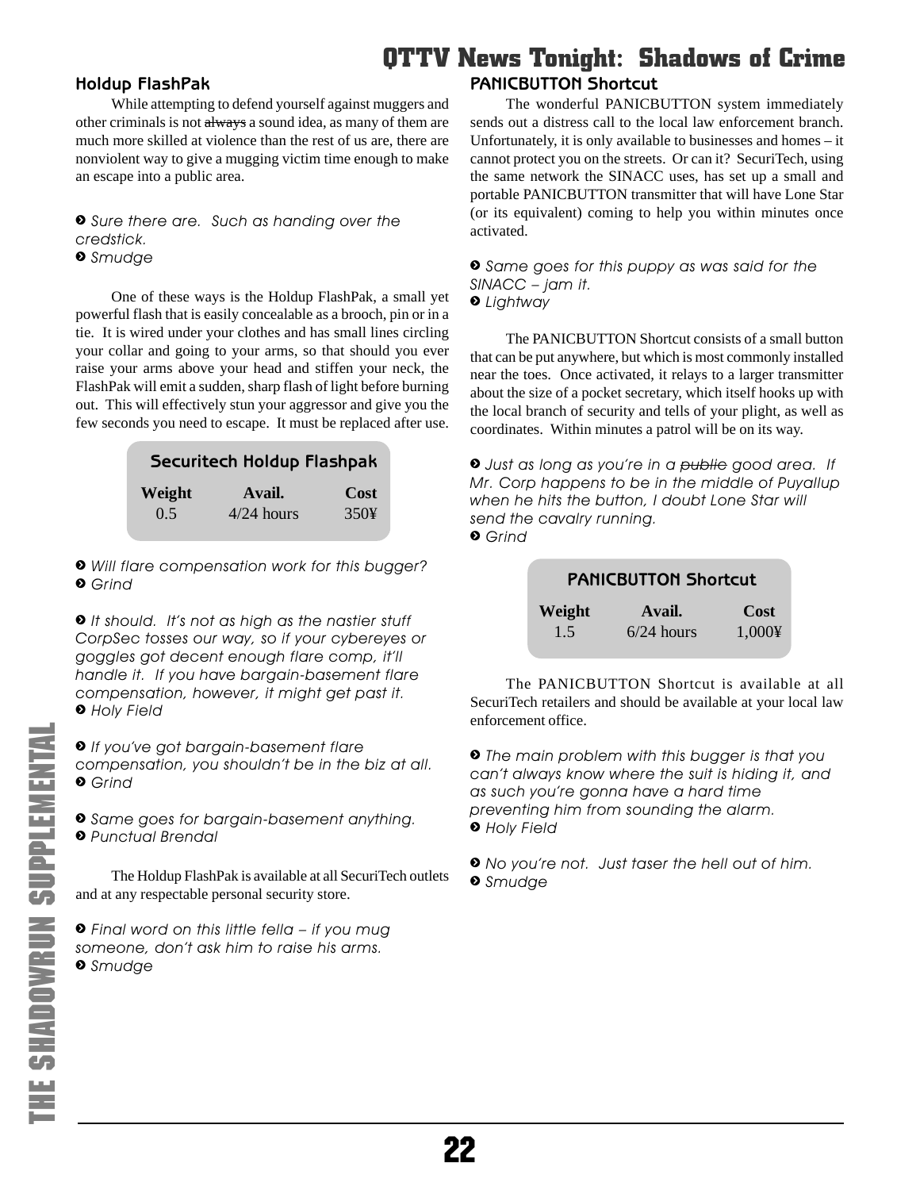## Holdup FlashPak

While attempting to defend yourself against muggers and other criminals is not ~~always~~ a sound idea, as many of them are much more skilled at violence than the rest of us are, there are nonviolent way to give a mugging victim time enough to make an escape into a public area.

> *Sure there are. Such as handing over the credstick.*
> *Smudge*

One of these ways is the Holdup FlashPak, a small yet powerful flash that is easily concealable as a brooch, pin or in a tie. It is wired under your clothes and has small lines circling your collar and going to your arms, so that should you ever raise your arms above your head and stiffen your neck, the FlashPak will emit a sudden, sharp flash of light before burning out. This will effectively stun your aggressor and give you the few seconds you need to escape. It must be replaced after use.

**Securitech Holdup Flashpak**

| Weight | Avail. | Cost |
|---|---|---|
| 0.5 | 4/24 hours | 350¥ |

> *Will flare compensation work for this bugger?*
> *Grind*

> *It should. It's not as high as the nastier stuff CorpSec tosses our way, so if your cybereyes or goggles got decent enough flare comp, it'll handle it. If you have bargain-basement flare compensation, however, it might get past it.*
> *Holy Field*

> *If you've got bargain-basement flare compensation, you shouldn't be in the biz at all.*
> *Grind*

> *Same goes for bargain-basement anything.*
> *Punctual Brendal*

The Holdup FlashPak is available at all SecuriTech outlets and at any respectable personal security store.

> *Final word on this little fella – if you mug someone, don't ask him to raise his arms.*
> *Smudge*

## PANICBUTTON Shortcut

The wonderful PANICBUTTON system immediately sends out a distress call to the local law enforcement branch. Unfortunately, it is only available to businesses and homes – it cannot protect you on the streets. Or can it? SecuriTech, using the same network the SINACC uses, has set up a small and portable PANICBUTTON transmitter that will have Lone Star (or its equivalent) coming to help you within minutes once activated.

> *Same goes for this puppy as was said for the SINACC – jam it.*
> *Lightway*

The PANICBUTTON Shortcut consists of a small button that can be put anywhere, but which is most commonly installed near the toes. Once activated, it relays to a larger transmitter about the size of a pocket secretary, which itself hooks up with the local branch of security and tells of your plight, as well as coordinates. Within minutes a patrol will be on its way.

> *Just as long as you're in a ~~public~~ good area. If Mr. Corp happens to be in the middle of Puyallup when he hits the button, I doubt Lone Star will send the cavalry running.*
> *Grind*

**PANICBUTTON Shortcut**

| Weight | Avail. | Cost |
|---|---|---|
| 1.5 | 6/24 hours | 1,000¥ |

The PANICBUTTON Shortcut is available at all SecuriTech retailers and should be available at your local law enforcement office.

> *The main problem with this bugger is that you can't always know where the suit is hiding it, and as such you're gonna have a hard time preventing him from sounding the alarm.*
> *Holy Field*

> *No you're not. Just taser the hell out of him.*
> *Smudge*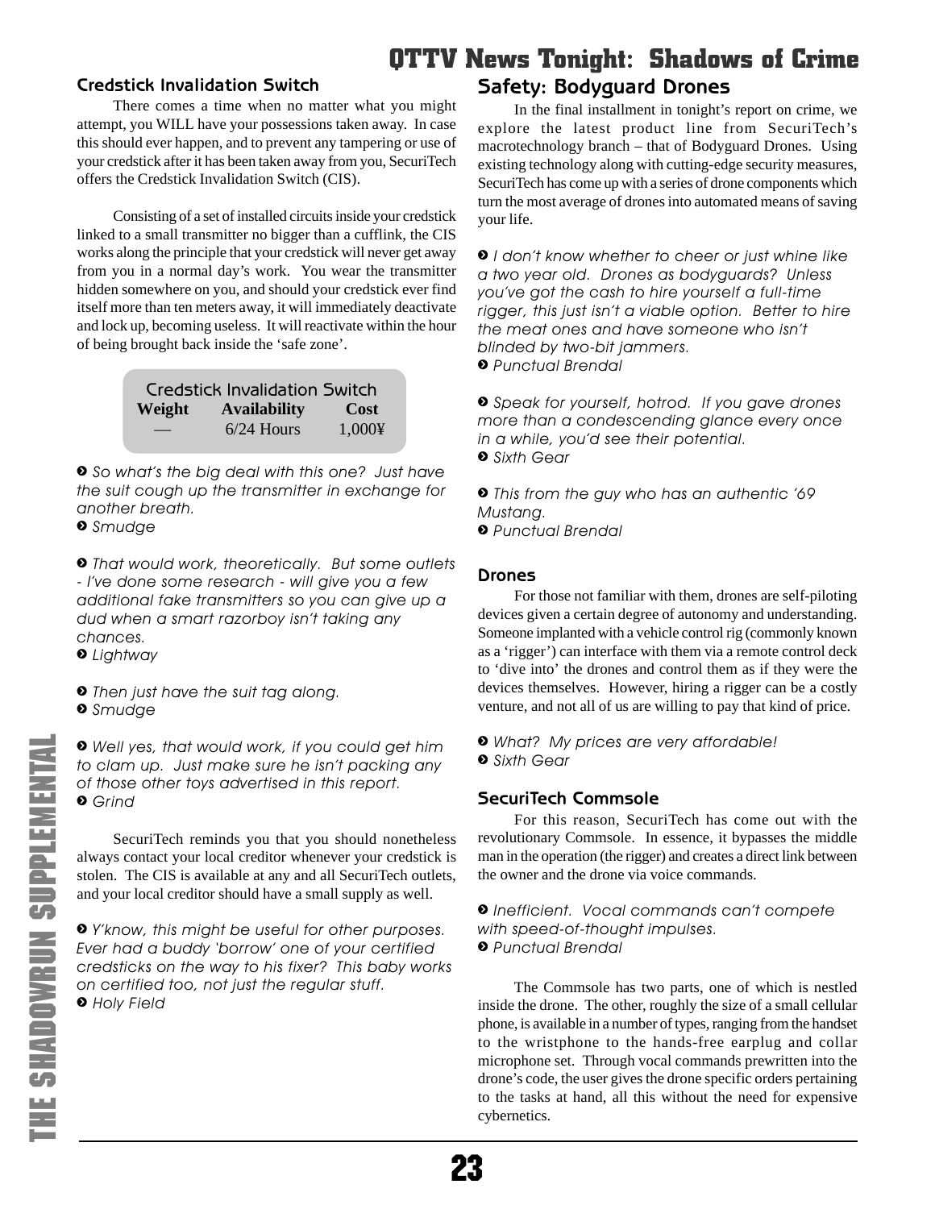### Credstick Invalidation Switch

There comes a time when no matter what you might attempt, you WILL have your possessions taken away. In case this should ever happen, and to prevent any tampering or use of your credstick after it has been taken away from you, SecuriTech offers the Credstick Invalidation Switch (CIS).

Consisting of a set of installed circuits inside your credstick linked to a small transmitter no bigger than a cufflink, the CIS works along the principle that your credstick will never get away from you in a normal day's work. You wear the transmitter hidden somewhere on you, and should your credstick ever find itself more than ten meters away, it will immediately deactivate and lock up, becoming useless. It will reactivate within the hour of being brought back inside the 'safe zone'.

| Credstick Invalidation Switch | | |
|---|---|---|
| **Weight** | **Availability** | **Cost** |
| — | 6/24 Hours | 1,000¥ |

*So what's the big deal with this one? Just have the suit cough up the transmitter in exchange for another breath.*
*Smudge*

*That would work, theoretically. But some outlets - I've done some research - will give you a few additional fake transmitters so you can give up a dud when a smart razorboy isn't taking any chances.*
*Lightway*

*Then just have the suit tag along.*
*Smudge*

*Well yes, that would work, if you could get him to clam up. Just make sure he isn't packing any of those other toys advertised in this report.*
*Grind*

SecuriTech reminds you that you should nonetheless always contact your local creditor whenever your credstick is stolen. The CIS is available at any and all SecuriTech outlets, and your local creditor should have a small supply as well.

*Y'know, this might be useful for other purposes. Ever had a buddy 'borrow' one of your certified credsticks on the way to his fixer? This baby works on certified too, not just the regular stuff.*
*Holy Field*

## Safety: Bodyguard Drones

In the final installment in tonight's report on crime, we explore the latest product line from SecuriTech's macrotechnology branch – that of Bodyguard Drones. Using existing technology along with cutting-edge security measures, SecuriTech has come up with a series of drone components which turn the most average of drones into automated means of saving your life.

*I don't know whether to cheer or just whine like a two year old. Drones as bodyguards? Unless you've got the cash to hire yourself a full-time rigger, this just isn't a viable option. Better to hire the meat ones and have someone who isn't blinded by two-bit jammers.*
*Punctual Brendal*

*Speak for yourself, hotrod. If you gave drones more than a condescending glance every once in a while, you'd see their potential.*
*Sixth Gear*

*This from the guy who has an authentic '69 Mustang.*
*Punctual Brendal*

### Drones

For those not familiar with them, drones are self-piloting devices given a certain degree of autonomy and understanding. Someone implanted with a vehicle control rig (commonly known as a 'rigger') can interface with them via a remote control deck to 'dive into' the drones and control them as if they were the devices themselves. However, hiring a rigger can be a costly venture, and not all of us are willing to pay that kind of price.

*What? My prices are very affordable!*
*Sixth Gear*

### SecuriTech Commsole

For this reason, SecuriTech has come out with the revolutionary Commsole. In essence, it bypasses the middle man in the operation (the rigger) and creates a direct link between the owner and the drone via voice commands.

*Inefficient. Vocal commands can't compete with speed-of-thought impulses.*
*Punctual Brendal*

The Commsole has two parts, one of which is nestled inside the drone. The other, roughly the size of a small cellular phone, is available in a number of types, ranging from the handset to the wristphone to the hands-free earplug and collar microphone set. Through vocal commands prewritten into the drone's code, the user gives the drone specific orders pertaining to the tasks at hand, all this without the need for expensive cybernetics.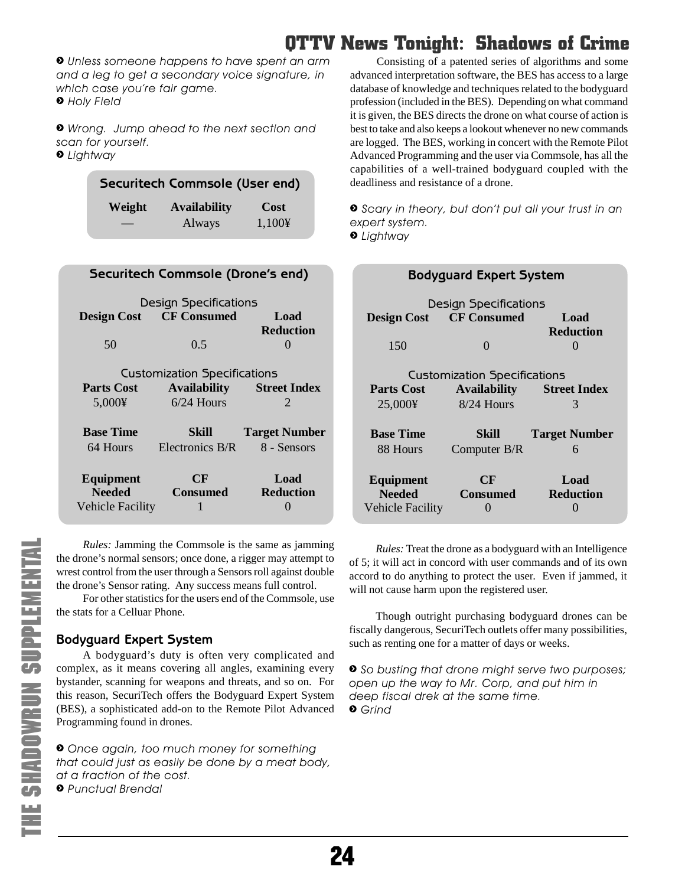❯ *Unless someone happens to have spent an arm and a leg to get a secondary voice signature, in which case you're fair game.*
❯ *Holy Field*

❯ *Wrong. Jump ahead to the next section and scan for yourself.*
❯ *Lightway*

### Securitech Commsole (User end)

| Weight | Availability | Cost |
|---|---|---|
| — | Always | 1,100¥ |

### Securitech Commsole (Drone's end)

| Design Specifications | | |
|---|---|---|
| **Design Cost** | **CF Consumed** | **Load Reduction** |
| 50 | 0.5 | 0 |
| Customization Specifications | | |
| **Parts Cost** | **Availability** | **Street Index** |
| 5,000¥ | 6/24 Hours | 2 |
| **Base Time** | **Skill** | **Target Number** |
| 64 Hours | Electronics B/R | 8 - Sensors |
| **Equipment Needed** | **CF Consumed** | **Load Reduction** |
| Vehicle Facility | 1 | 0 |

*Rules:* Jamming the Commsole is the same as jamming the drone's normal sensors; once done, a rigger may attempt to wrest control from the user through a Sensors roll against double the drone's Sensor rating. Any success means full control.

For other statistics for the users end of the Commsole, use the stats for a Celluar Phone.

### Bodyguard Expert System

A bodyguard's duty is often very complicated and complex, as it means covering all angles, examining every bystander, scanning for weapons and threats, and so on. For this reason, SecuriTech offers the Bodyguard Expert System (BES), a sophisticated add-on to the Remote Pilot Advanced Programming found in drones.

❯ *Once again, too much money for something that could just as easily be done by a meat body, at a fraction of the cost.*
❯ *Punctual Brendal*

Consisting of a patented series of algorithms and some advanced interpretation software, the BES has access to a large database of knowledge and techniques related to the bodyguard profession (included in the BES). Depending on what command it is given, the BES directs the drone on what course of action is best to take and also keeps a lookout whenever no new commands are logged. The BES, working in concert with the Remote Pilot Advanced Programming and the user via Commsole, has all the capabilities of a well-trained bodyguard coupled with the deadliness and resistance of a drone.

❯ *Scary in theory, but don't put all your trust in an expert system.*
❯ *Lightway*

### Bodyguard Expert System

| Design Specifications | | |
|---|---|---|
| **Design Cost** | **CF Consumed** | **Load Reduction** |
| 150 | 0 | 0 |
| Customization Specifications | | |
| **Parts Cost** | **Availability** | **Street Index** |
| 25,000¥ | 8/24 Hours | 3 |
| **Base Time** | **Skill** | **Target Number** |
| 88 Hours | Computer B/R | 6 |
| **Equipment Needed** | **CF Consumed** | **Load Reduction** |
| Vehicle Facility | 0 | 0 |

*Rules:* Treat the drone as a bodyguard with an Intelligence of 5; it will act in concord with user commands and of its own accord to do anything to protect the user. Even if jammed, it will not cause harm upon the registered user.

Though outright purchasing bodyguard drones can be fiscally dangerous, SecuriTech outlets offer many possibilities, such as renting one for a matter of days or weeks.

❯ *So busting that drone might serve two purposes; open up the way to Mr. Corp, and put him in deep fiscal drek at the same time.*
❯ *Grind*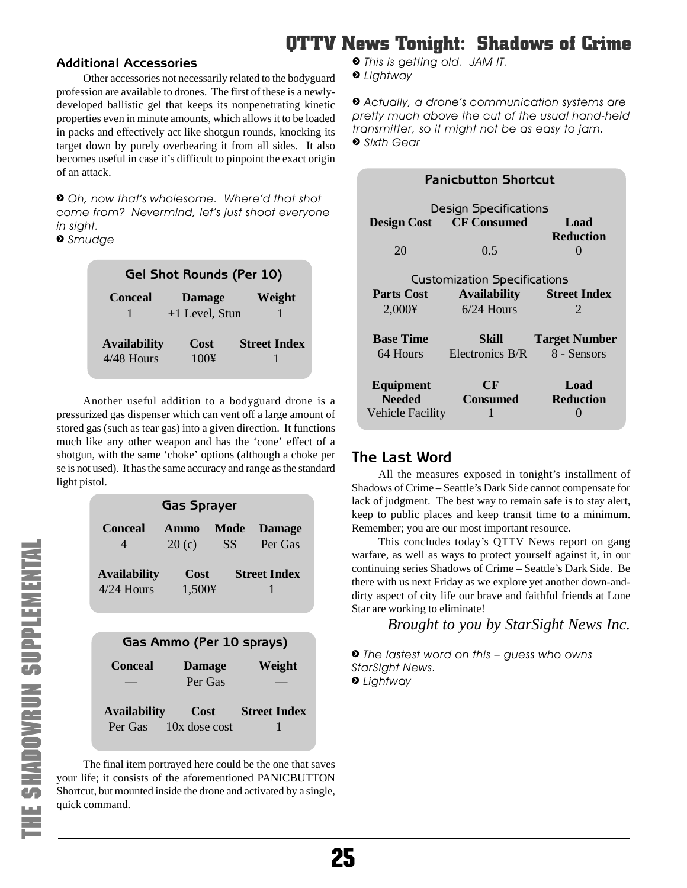## Additional Accessories

Other accessories not necessarily related to the bodyguard profession are available to drones. The first of these is a newly-developed ballistic gel that keeps its nonpenetrating kinetic properties even in minute amounts, which allows it to be loaded in packs and effectively act like shotgun rounds, knocking its target down by purely overbearing it from all sides. It also becomes useful in case it's difficult to pinpoint the exact origin of an attack.

*Oh, now that's wholesome. Where'd that shot come from? Nevermind, let's just shoot everyone in sight.*
*Smudge*

**Gel Shot Rounds (Per 10)**

| Conceal | Damage | Weight |
|---|---|---|
| 1 | +1 Level, Stun | 1 |
| **Availability** | **Cost** | **Street Index** |
| 4/48 Hours | 100¥ | 1 |

Another useful addition to a bodyguard drone is a pressurized gas dispenser which can vent off a large amount of stored gas (such as tear gas) into a given direction. It functions much like any other weapon and has the 'cone' effect of a shotgun, with the same 'choke' options (although a choke per se is not used). It has the same accuracy and range as the standard light pistol.

**Gas Sprayer**

| Conceal | Ammo | Mode | Damage |
|---|---|---|---|
| 4 | 20 (c) | SS | Per Gas |
| **Availability** | **Cost** | **Street Index** | |
| 4/24 Hours | 1,500¥ | 1 | |

**Gas Ammo (Per 10 sprays)**

| Conceal | Damage | Weight |
|---|---|---|
| — | Per Gas | — |
| **Availability** | **Cost** | **Street Index** |
| Per Gas | 10x dose cost | 1 |

The final item portrayed here could be the one that saves your life; it consists of the aforementioned PANICBUTTON Shortcut, but mounted inside the drone and activated by a single, quick command.

*This is getting old. JAM IT.*
*Lightway*

*Actually, a drone's communication systems are pretty much above the cut of the usual hand-held transmitter, so it might not be as easy to jam.*
*Sixth Gear*

**Panicbutton Shortcut**

Design Specifications

| Design Cost | CF Consumed | Load Reduction |
|---|---|---|
| 20 | 0.5 | 0 |

Customization Specifications

| Parts Cost | Availability | Street Index |
|---|---|---|
| 2,000¥ | 6/24 Hours | 2 |
| **Base Time** | **Skill** | **Target Number** |
| 64 Hours | Electronics B/R | 8 - Sensors |
| **Equipment Needed** | **CF Consumed** | **Load Reduction** |
| Vehicle Facility | 1 | 0 |

## The Last Word

All the measures exposed in tonight's installment of Shadows of Crime – Seattle's Dark Side cannot compensate for lack of judgment. The best way to remain safe is to stay alert, keep to public places and keep transit time to a minimum. Remember; you are our most important resource.

This concludes today's QTTV News report on gang warfare, as well as ways to protect yourself against it, in our continuing series Shadows of Crime – Seattle's Dark Side. Be there with us next Friday as we explore yet another down-and-dirty aspect of city life our brave and faithful friends at Lone Star are working to eliminate!

*Brought to you by StarSight News Inc.*

*The lastest word on this – guess who owns StarSight News.*
*Lightway*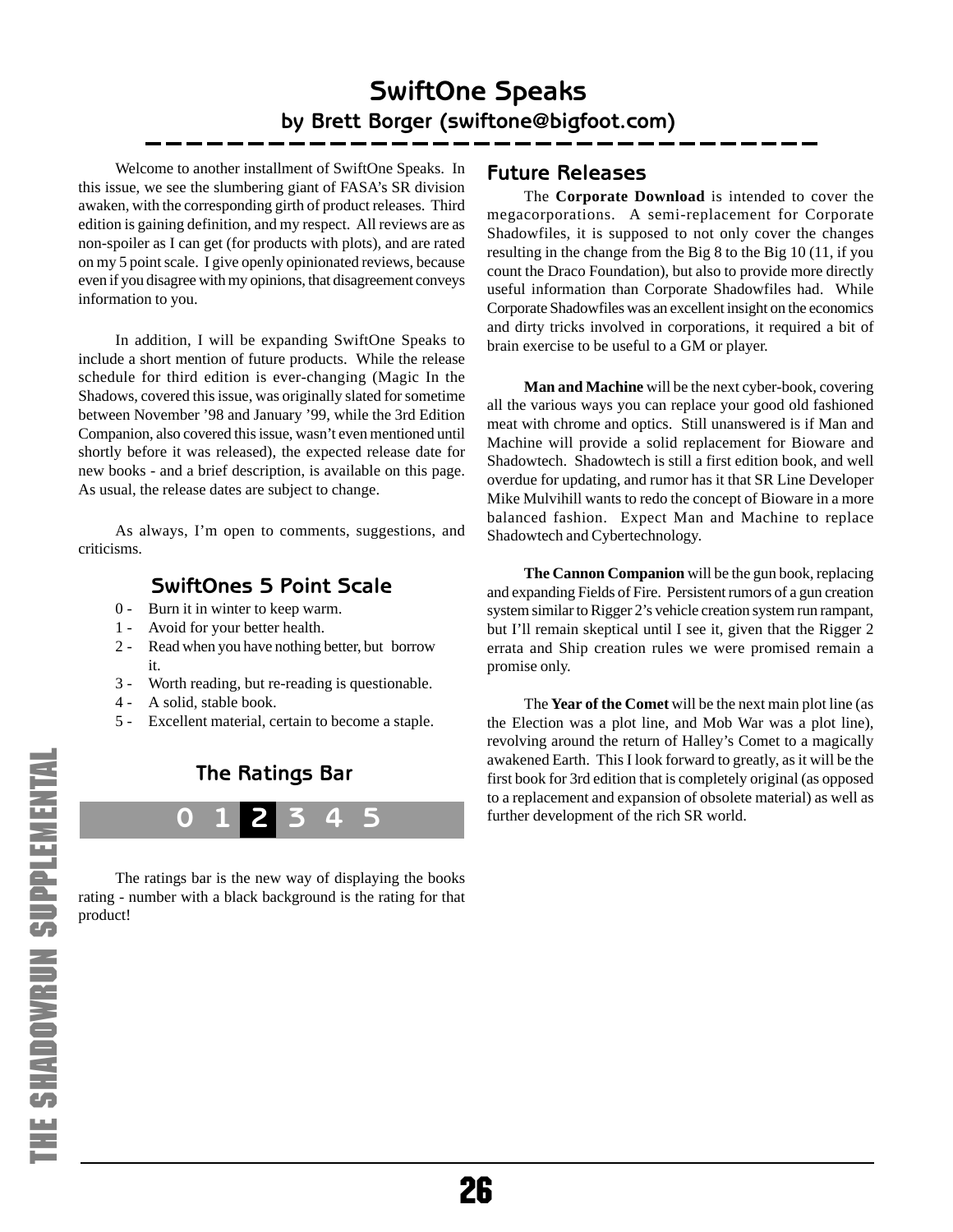# SwiftOne Speaks

## by Brett Borger (swiftone@bigfoot.com)

Welcome to another installment of SwiftOne Speaks. In this issue, we see the slumbering giant of FASA's SR division awaken, with the corresponding girth of product releases. Third edition is gaining definition, and my respect. All reviews are as non-spoiler as I can get (for products with plots), and are rated on my 5 point scale. I give openly opinionated reviews, because even if you disagree with my opinions, that disagreement conveys information to you.

In addition, I will be expanding SwiftOne Speaks to include a short mention of future products. While the release schedule for third edition is ever-changing (Magic In the Shadows, covered this issue, was originally slated for sometime between November '98 and January '99, while the 3rd Edition Companion, also covered this issue, wasn't even mentioned until shortly before it was released), the expected release date for new books - and a brief description, is available on this page. As usual, the release dates are subject to change.

As always, I'm open to comments, suggestions, and criticisms.

### SwiftOnes 5 Point Scale

0 - Burn it in winter to keep warm.
1 - Avoid for your better health.
2 - Read when you have nothing better, but borrow it.
3 - Worth reading, but re-reading is questionable.
4 - A solid, stable book.
5 - Excellent material, certain to become a staple.

### The Ratings Bar

0 1 **2** 3 4 5

The ratings bar is the new way of displaying the books rating - number with a black background is the rating for that product!

### Future Releases

The **Corporate Download** is intended to cover the megacorporations. A semi-replacement for Corporate Shadowfiles, it is supposed to not only cover the changes resulting in the change from the Big 8 to the Big 10 (11, if you count the Draco Foundation), but also to provide more directly useful information than Corporate Shadowfiles had. While Corporate Shadowfiles was an excellent insight on the economics and dirty tricks involved in corporations, it required a bit of brain exercise to be useful to a GM or player.

**Man and Machine** will be the next cyber-book, covering all the various ways you can replace your good old fashioned meat with chrome and optics. Still unanswered is if Man and Machine will provide a solid replacement for Bioware and Shadowtech. Shadowtech is still a first edition book, and well overdue for updating, and rumor has it that SR Line Developer Mike Mulvihill wants to redo the concept of Bioware in a more balanced fashion. Expect Man and Machine to replace Shadowtech and Cybertechnology.

**The Cannon Companion** will be the gun book, replacing and expanding Fields of Fire. Persistent rumors of a gun creation system similar to Rigger 2's vehicle creation system run rampant, but I'll remain skeptical until I see it, given that the Rigger 2 errata and Ship creation rules we were promised remain a promise only.

The **Year of the Comet** will be the next main plot line (as the Election was a plot line, and Mob War was a plot line), revolving around the return of Halley's Comet to a magically awakened Earth. This I look forward to greatly, as it will be the first book for 3rd edition that is completely original (as opposed to a replacement and expansion of obsolete material) as well as further development of the rich SR world.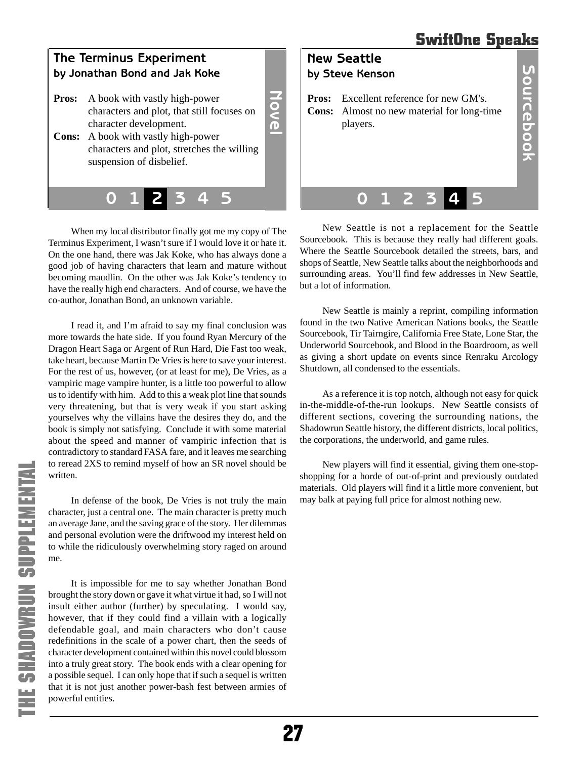## The Terminus Experiment
### by Jonathan Bond and Jak Koke

Novel

**Pros:** A book with vastly high-power characters and plot, that still focuses on character development.
**Cons:** A book with vastly high-power characters and plot, stretches the willing suspension of disbelief.

0 1 **2** 3 4 5

When my local distributor finally got me my copy of The Terminus Experiment, I wasn't sure if I would love it or hate it. On the one hand, there was Jak Koke, who has always done a good job of having characters that learn and mature without becoming maudlin. On the other was Jak Koke's tendency to have the really high end characters. And of course, we have the co-author, Jonathan Bond, an unknown variable.

I read it, and I'm afraid to say my final conclusion was more towards the hate side. If you found Ryan Mercury of the Dragon Heart Saga or Argent of Run Hard, Die Fast too weak, take heart, because Martin De Vries is here to save your interest. For the rest of us, however, (or at least for me), De Vries, as a vampiric mage vampire hunter, is a little too powerful to allow us to identify with him. Add to this a weak plot line that sounds very threatening, but that is very weak if you start asking yourselves why the villains have the desires they do, and the book is simply not satisfying. Conclude it with some material about the speed and manner of vampiric infection that is contradictory to standard FASA fare, and it leaves me searching to reread 2XS to remind myself of how an SR novel should be written.

In defense of the book, De Vries is not truly the main character, just a central one. The main character is pretty much an average Jane, and the saving grace of the story. Her dilemmas and personal evolution were the driftwood my interest held on to while the ridiculously overwhelming story raged on around me.

It is impossible for me to say whether Jonathan Bond brought the story down or gave it what virtue it had, so I will not insult either author (further) by speculating. I would say, however, that if they could find a villain with a logically defendable goal, and main characters who don't cause redefinitions in the scale of a power chart, then the seeds of character development contained within this novel could blossom into a truly great story. The book ends with a clear opening for a possible sequel. I can only hope that if such a sequel is written that it is not just another power-bash fest between armies of powerful entities.

## New Seattle
### by Steve Kenson

Sourcebook

**Pros:** Excellent reference for new GM's.
**Cons:** Almost no new material for long-time players.

0 1 2 3 **4** 5

New Seattle is not a replacement for the Seattle Sourcebook. This is because they really had different goals. Where the Seattle Sourcebook detailed the streets, bars, and shops of Seattle, New Seattle talks about the neighborhoods and surrounding areas. You'll find few addresses in New Seattle, but a lot of information.

New Seattle is mainly a reprint, compiling information found in the two Native American Nations books, the Seattle Sourcebook, Tir Tairngire, California Free State, Lone Star, the Underworld Sourcebook, and Blood in the Boardroom, as well as giving a short update on events since Renraku Arcology Shutdown, all condensed to the essentials.

As a reference it is top notch, although not easy for quick in-the-middle-of-the-run lookups. New Seattle consists of different sections, covering the surrounding nations, the Shadowrun Seattle history, the different districts, local politics, the corporations, the underworld, and game rules.

New players will find it essential, giving them one-stop-shopping for a horde of out-of-print and previously outdated materials. Old players will find it a little more convenient, but may balk at paying full price for almost nothing new.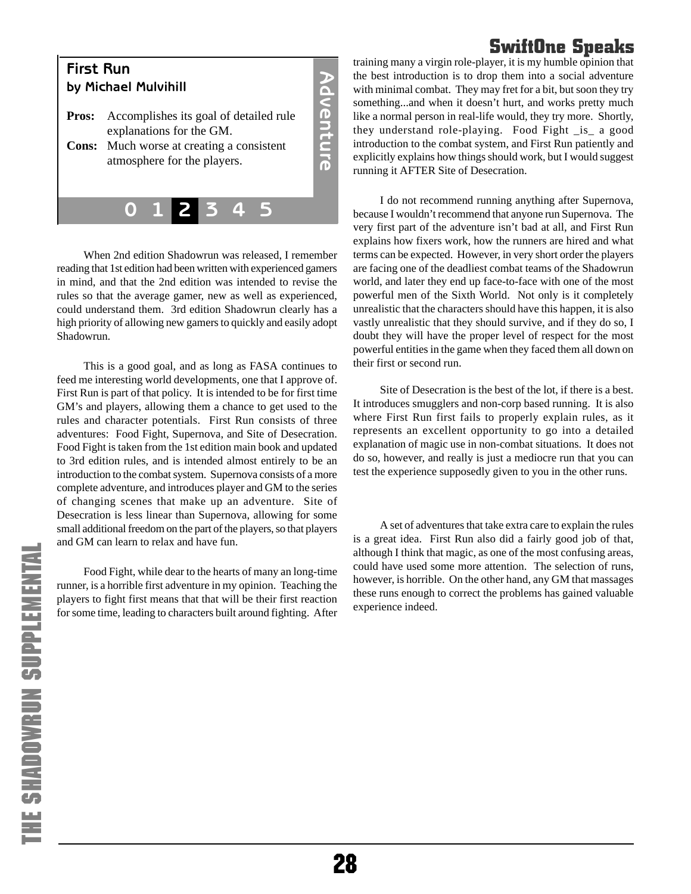## First Run
### by Michael Mulvihill

**Pros:** Accomplishes its goal of detailed rule explanations for the GM.

**Cons:** Much worse at creating a consistent atmosphere for the players.

Adventure

0 1 **2** 3 4 5

When 2nd edition Shadowrun was released, I remember reading that 1st edition had been written with experienced gamers in mind, and that the 2nd edition was intended to revise the rules so that the average gamer, new as well as experienced, could understand them. 3rd edition Shadowrun clearly has a high priority of allowing new gamers to quickly and easily adopt Shadowrun.

This is a good goal, and as long as FASA continues to feed me interesting world developments, one that I approve of. First Run is part of that policy. It is intended to be for first time GM's and players, allowing them a chance to get used to the rules and character potentials. First Run consists of three adventures: Food Fight, Supernova, and Site of Desecration. Food Fight is taken from the 1st edition main book and updated to 3rd edition rules, and is intended almost entirely to be an introduction to the combat system. Supernova consists of a more complete adventure, and introduces player and GM to the series of changing scenes that make up an adventure. Site of Desecration is less linear than Supernova, allowing for some small additional freedom on the part of the players, so that players and GM can learn to relax and have fun.

Food Fight, while dear to the hearts of many an long-time runner, is a horrible first adventure in my opinion. Teaching the players to fight first means that that will be their first reaction for some time, leading to characters built around fighting. After training many a virgin role-player, it is my humble opinion that the best introduction is to drop them into a social adventure with minimal combat. They may fret for a bit, but soon they try something...and when it doesn't hurt, and works pretty much like a normal person in real-life would, they try more. Shortly, they understand role-playing. Food Fight _is_ a good introduction to the combat system, and First Run patiently and explicitly explains how things should work, but I would suggest running it AFTER Site of Desecration.

I do not recommend running anything after Supernova, because I wouldn't recommend that anyone run Supernova. The very first part of the adventure isn't bad at all, and First Run explains how fixers work, how the runners are hired and what terms can be expected. However, in very short order the players are facing one of the deadliest combat teams of the Shadowrun world, and later they end up face-to-face with one of the most powerful men of the Sixth World. Not only is it completely unrealistic that the characters should have this happen, it is also vastly unrealistic that they should survive, and if they do so, I doubt they will have the proper level of respect for the most powerful entities in the game when they faced them all down on their first or second run.

Site of Desecration is the best of the lot, if there is a best. It introduces smugglers and non-corp based running. It is also where First Run first fails to properly explain rules, as it represents an excellent opportunity to go into a detailed explanation of magic use in non-combat situations. It does not do so, however, and really is just a mediocre run that you can test the experience supposedly given to you in the other runs.

A set of adventures that take extra care to explain the rules is a great idea. First Run also did a fairly good job of that, although I think that magic, as one of the most confusing areas, could have used some more attention. The selection of runs, however, is horrible. On the other hand, any GM that massages these runs enough to correct the problems has gained valuable experience indeed.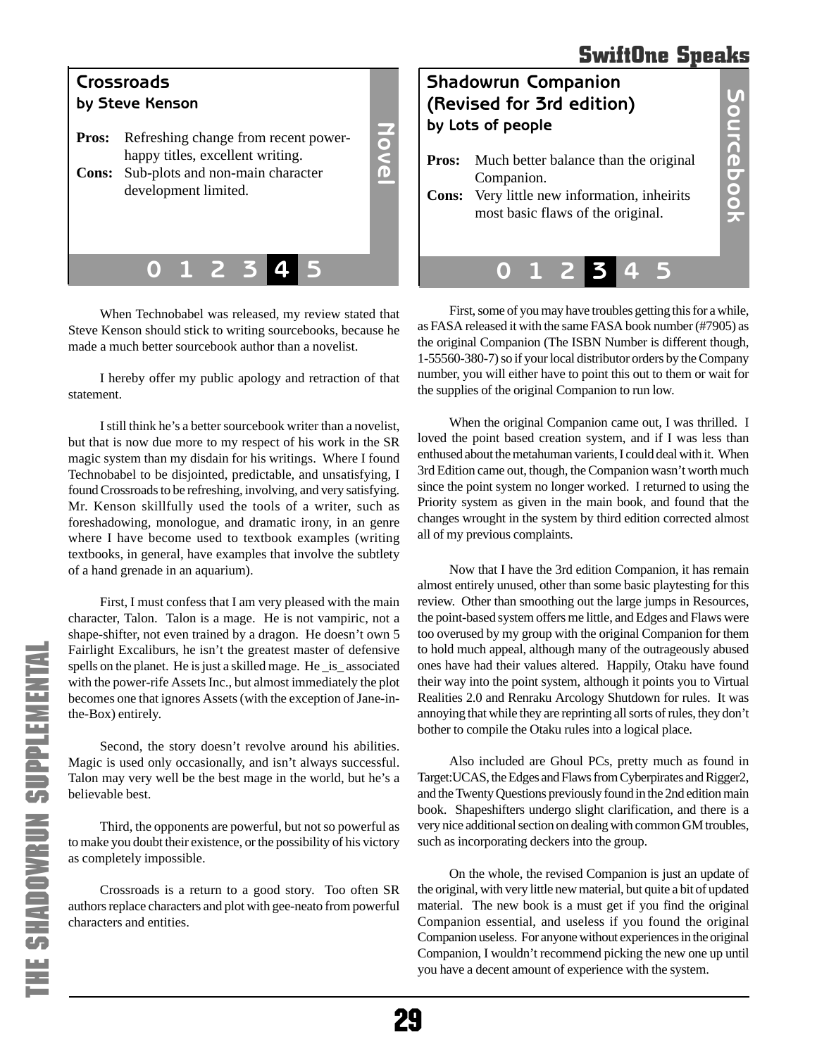## Crossroads
### by Steve Kenson

Novel

**Pros:** Refreshing change from recent power-happy titles, excellent writing.
**Cons:** Sub-plots and non-main character development limited.

0 1 2 3 **4** 5

When Technobabel was released, my review stated that Steve Kenson should stick to writing sourcebooks, because he made a much better sourcebook author than a novelist.

I hereby offer my public apology and retraction of that statement.

I still think he's a better sourcebook writer than a novelist, but that is now due more to my respect of his work in the SR magic system than my disdain for his writings. Where I found Technobabel to be disjointed, predictable, and unsatisfying, I found Crossroads to be refreshing, involving, and very satisfying. Mr. Kenson skillfully used the tools of a writer, such as foreshadowing, monologue, and dramatic irony, in an genre where I have become used to textbook examples (writing textbooks, in general, have examples that involve the subtlety of a hand grenade in an aquarium).

First, I must confess that I am very pleased with the main character, Talon. Talon is a mage. He is not vampiric, not a shape-shifter, not even trained by a dragon. He doesn't own 5 Fairlight Excaliburs, he isn't the greatest master of defensive spells on the planet. He is just a skilled mage. He _is_ associated with the power-rife Assets Inc., but almost immediately the plot becomes one that ignores Assets (with the exception of Jane-in-the-Box) entirely.

Second, the story doesn't revolve around his abilities. Magic is used only occasionally, and isn't always successful. Talon may very well be the best mage in the world, but he's a believable best.

Third, the opponents are powerful, but not so powerful as to make you doubt their existence, or the possibility of his victory as completely impossible.

Crossroads is a return to a good story. Too often SR authors replace characters and plot with gee-neato from powerful characters and entities.

## Shadowrun Companion (Revised for 3rd edition)
### by Lots of people

Sourcebook

**Pros:** Much better balance than the original Companion.
**Cons:** Very little new information, inheirits most basic flaws of the original.

0 1 2 **3** 4 5

First, some of you may have troubles getting this for a while, as FASA released it with the same FASA book number (#7905) as the original Companion (The ISBN Number is different though, 1-55560-380-7) so if your local distributor orders by the Company number, you will either have to point this out to them or wait for the supplies of the original Companion to run low.

When the original Companion came out, I was thrilled. I loved the point based creation system, and if I was less than enthused about the metahuman varients, I could deal with it. When 3rd Edition came out, though, the Companion wasn't worth much since the point system no longer worked. I returned to using the Priority system as given in the main book, and found that the changes wrought in the system by third edition corrected almost all of my previous complaints.

Now that I have the 3rd edition Companion, it has remain almost entirely unused, other than some basic playtesting for this review. Other than smoothing out the large jumps in Resources, the point-based system offers me little, and Edges and Flaws were too overused by my group with the original Companion for them to hold much appeal, although many of the outrageously abused ones have had their values altered. Happily, Otaku have found their way into the point system, although it points you to Virtual Realities 2.0 and Renraku Arcology Shutdown for rules. It was annoying that while they are reprinting all sorts of rules, they don't bother to compile the Otaku rules into a logical place.

Also included are Ghoul PCs, pretty much as found in Target:UCAS, the Edges and Flaws from Cyberpirates and Rigger2, and the Twenty Questions previously found in the 2nd edition main book. Shapeshifters undergo slight clarification, and there is a very nice additional section on dealing with common GM troubles, such as incorporating deckers into the group.

On the whole, the revised Companion is just an update of the original, with very little new material, but quite a bit of updated material. The new book is a must get if you find the original Companion essential, and useless if you found the original Companion useless. For anyone without experiences in the original Companion, I wouldn't recommend picking the new one up until you have a decent amount of experience with the system.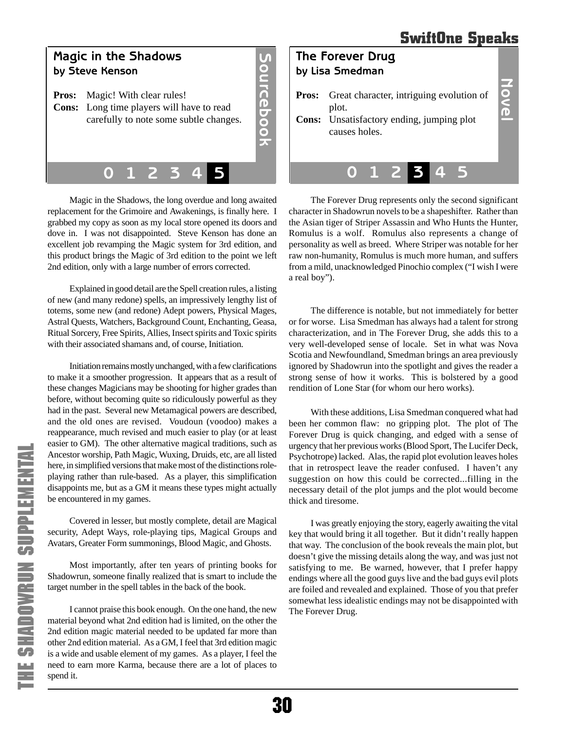## Magic in the Shadows
### by Steve Kenson

Sourcebook

**Pros:** Magic! With clear rules!
**Cons:** Long time players will have to read carefully to note some subtle changes.

0 1 2 3 4 **5**

Magic in the Shadows, the long overdue and long awaited replacement for the Grimoire and Awakenings, is finally here. I grabbed my copy as soon as my local store opened its doors and dove in. I was not disappointed. Steve Kenson has done an excellent job revamping the Magic system for 3rd edition, and this product brings the Magic of 3rd edition to the point we left 2nd edition, only with a large number of errors corrected.

Explained in good detail are the Spell creation rules, a listing of new (and many redone) spells, an impressively lengthy list of totems, some new (and redone) Adept powers, Physical Mages, Astral Quests, Watchers, Background Count, Enchanting, Geasa, Ritual Sorcery, Free Spirits, Allies, Insect spirits and Toxic spirits with their associated shamans and, of course, Initiation.

Initiation remains mostly unchanged, with a few clarifications to make it a smoother progression. It appears that as a result of these changes Magicians may be shooting for higher grades than before, without becoming quite so ridiculously powerful as they had in the past. Several new Metamagical powers are described, and the old ones are revised. Voudoun (voodoo) makes a reappearance, much revised and much easier to play (or at least easier to GM). The other alternative magical traditions, such as Ancestor worship, Path Magic, Wuxing, Druids, etc, are all listed here, in simplified versions that make most of the distinctions role-playing rather than rule-based. As a player, this simplification disappoints me, but as a GM it means these types might actually be encountered in my games.

Covered in lesser, but mostly complete, detail are Magical security, Adept Ways, role-playing tips, Magical Groups and Avatars, Greater Form summonings, Blood Magic, and Ghosts.

Most importantly, after ten years of printing books for Shadowrun, someone finally realized that is smart to include the target number in the spell tables in the back of the book.

I cannot praise this book enough. On the one hand, the new material beyond what 2nd edition had is limited, on the other the 2nd edition magic material needed to be updated far more than other 2nd edition material. As a GM, I feel that 3rd edition magic is a wide and usable element of my games. As a player, I feel the need to earn more Karma, because there are a lot of places to spend it.

## The Forever Drug
### by Lisa Smedman

Novel

**Pros:** Great character, intriguing evolution of plot.
**Cons:** Unsatisfactory ending, jumping plot causes holes.

0 1 2 **3** 4 5

The Forever Drug represents only the second significant character in Shadowrun novels to be a shapeshifter. Rather than the Asian tiger of Striper Assassin and Who Hunts the Hunter, Romulus is a wolf. Romulus also represents a change of personality as well as breed. Where Striper was notable for her raw non-humanity, Romulus is much more human, and suffers from a mild, unacknowledged Pinochio complex ("I wish I were a real boy").

The difference is notable, but not immediately for better or for worse. Lisa Smedman has always had a talent for strong characterization, and in The Forever Drug, she adds this to a very well-developed sense of locale. Set in what was Nova Scotia and Newfoundland, Smedman brings an area previously ignored by Shadowrun into the spotlight and gives the reader a strong sense of how it works. This is bolstered by a good rendition of Lone Star (for whom our hero works).

With these additions, Lisa Smedman conquered what had been her common flaw: no gripping plot. The plot of The Forever Drug is quick changing, and edged with a sense of urgency that her previous works (Blood Sport, The Lucifer Deck, Psychotrope) lacked. Alas, the rapid plot evolution leaves holes that in retrospect leave the reader confused. I haven't any suggestion on how this could be corrected...filling in the necessary detail of the plot jumps and the plot would become thick and tiresome.

I was greatly enjoying the story, eagerly awaiting the vital key that would bring it all together. But it didn't really happen that way. The conclusion of the book reveals the main plot, but doesn't give the missing details along the way, and was just not satisfying to me. Be warned, however, that I prefer happy endings where all the good guys live and the bad guys evil plots are foiled and revealed and explained. Those of you that prefer somewhat less idealistic endings may not be disappointed with The Forever Drug.